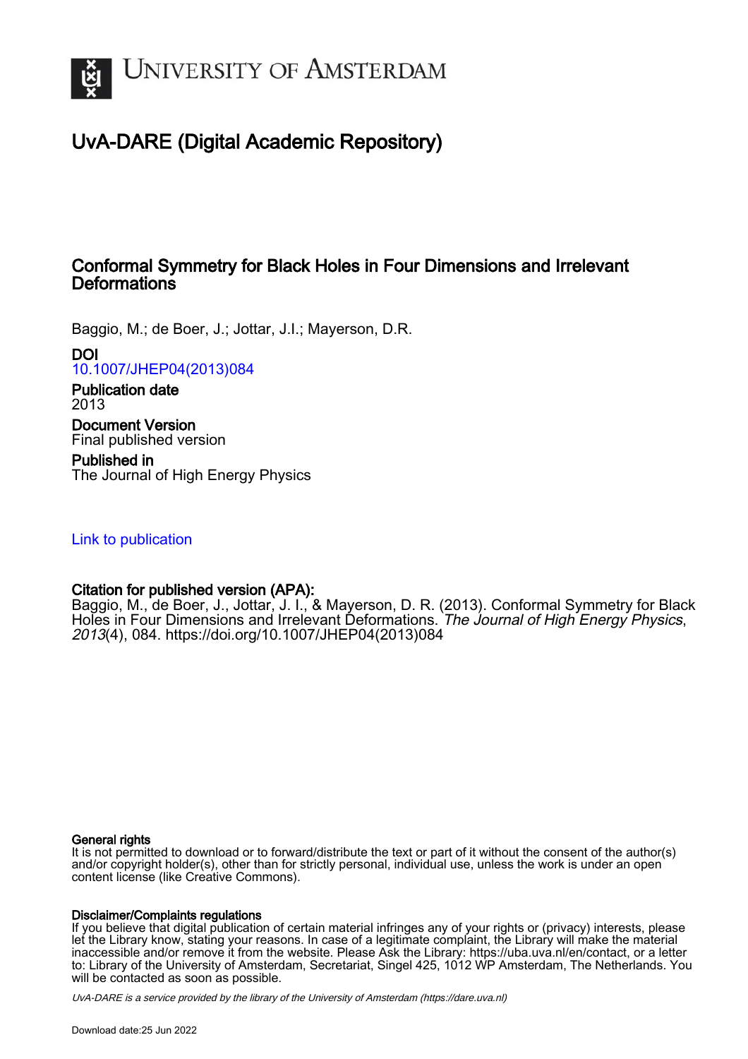# UvA-DARE (Digital Academic Repository)

## Conformal Symmetry for Black Holes in Four Dimensions and Irrelevant Deformations

Baggio, M.; de Boer, J.; Jottar, J.I.; Mayerson, D.R.

**DOI**
10.1007/JHEP04(2013)084

**Publication date**
2013

**Document Version**
Final published version

**Published in**
The Journal of High Energy Physics

Link to publication

**Citation for published version (APA):**
Baggio, M., de Boer, J., Jottar, J. I., & Mayerson, D. R. (2013). Conformal Symmetry for Black Holes in Four Dimensions and Irrelevant Deformations. *The Journal of High Energy Physics*, *2013*(4), 084. https://doi.org/10.1007/JHEP04(2013)084

**General rights**
It is not permitted to download or to forward/distribute the text or part of it without the consent of the author(s) and/or copyright holder(s), other than for strictly personal, individual use, unless the work is under an open content license (like Creative Commons).

**Disclaimer/Complaints regulations**
If you believe that digital publication of certain material infringes any of your rights or (privacy) interests, please let the Library know, stating your reasons. In case of a legitimate complaint, the Library will make the material inaccessible and/or remove it from the website. Please Ask the Library: https://uba.uva.nl/en/contact, or a letter to: Library of the University of Amsterdam, Secretariat, Singel 425, 1012 WP Amsterdam, The Netherlands. You will be contacted as soon as possible.

*UvA-DARE is a service provided by the library of the University of Amsterdam (https://dare.uva.nl)*

Download date:25 Jun 2022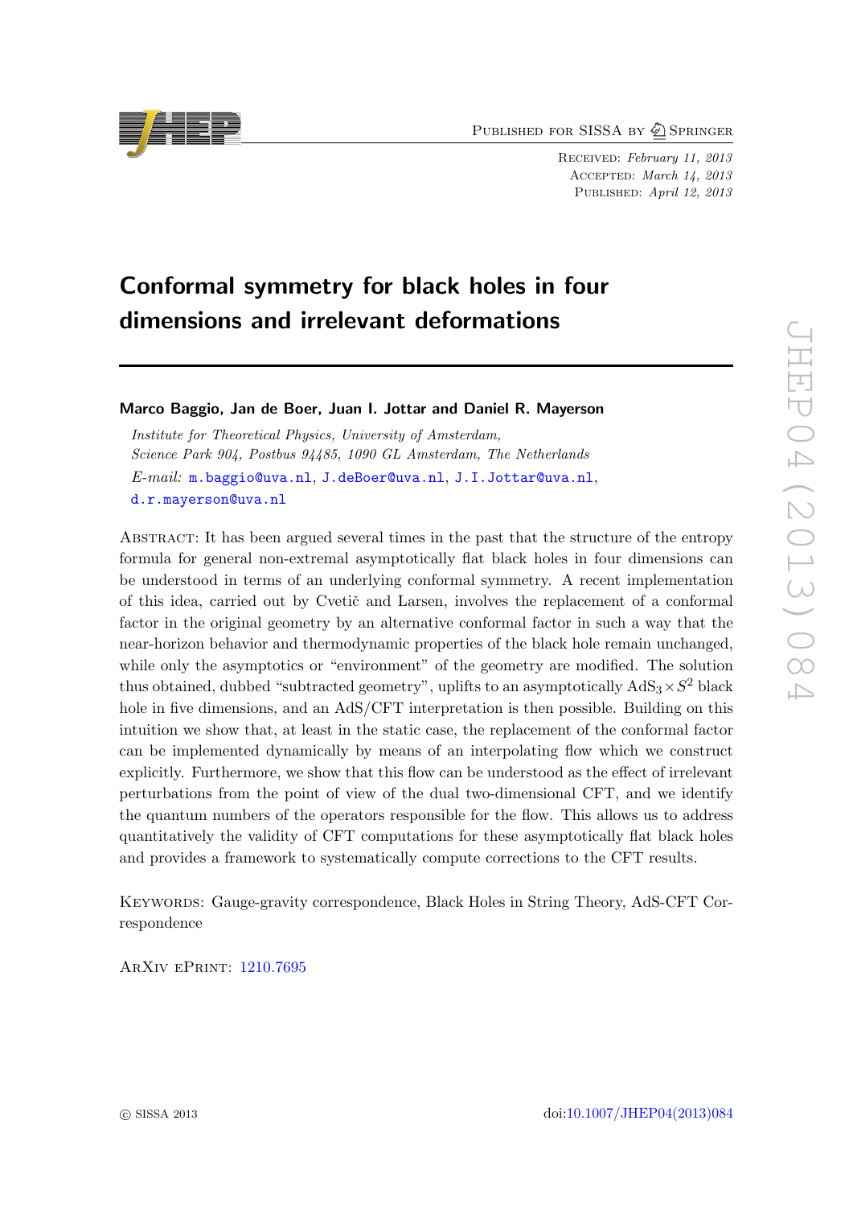# Conformal symmetry for black holes in four dimensions and irrelevant deformations

**Marco Baggio, Jan de Boer, Juan I. Jottar and Daniel R. Mayerson**

*Institute for Theoretical Physics, University of Amsterdam,*
*Science Park 904, Postbus 94485, 1090 GL Amsterdam, The Netherlands*

*E-mail:* m.baggio@uva.nl, J.deBoer@uva.nl, J.I.Jottar@uva.nl, d.r.mayerson@uva.nl

Abstract: It has been argued several times in the past that the structure of the entropy formula for general non-extremal asymptotically flat black holes in four dimensions can be understood in terms of an underlying conformal symmetry. A recent implementation of this idea, carried out by Cvetič and Larsen, involves the replacement of a conformal factor in the original geometry by an alternative conformal factor in such a way that the near-horizon behavior and thermodynamic properties of the black hole remain unchanged, while only the asymptotics or "environment" of the geometry are modified. The solution thus obtained, dubbed "subtracted geometry", uplifts to an asymptotically $\mathrm{AdS}_3 \times S^2$ black hole in five dimensions, and an AdS/CFT interpretation is then possible. Building on this intuition we show that, at least in the static case, the replacement of the conformal factor can be implemented dynamically by means of an interpolating flow which we construct explicitly. Furthermore, we show that this flow can be understood as the effect of irrelevant perturbations from the point of view of the dual two-dimensional CFT, and we identify the quantum numbers of the operators responsible for the flow. This allows us to address quantitatively the validity of CFT computations for these asymptotically flat black holes and provides a framework to systematically compute corrections to the CFT results.

Keywords: Gauge-gravity correspondence, Black Holes in String Theory, AdS-CFT Correspondence

ArXiv ePrint: 1210.7695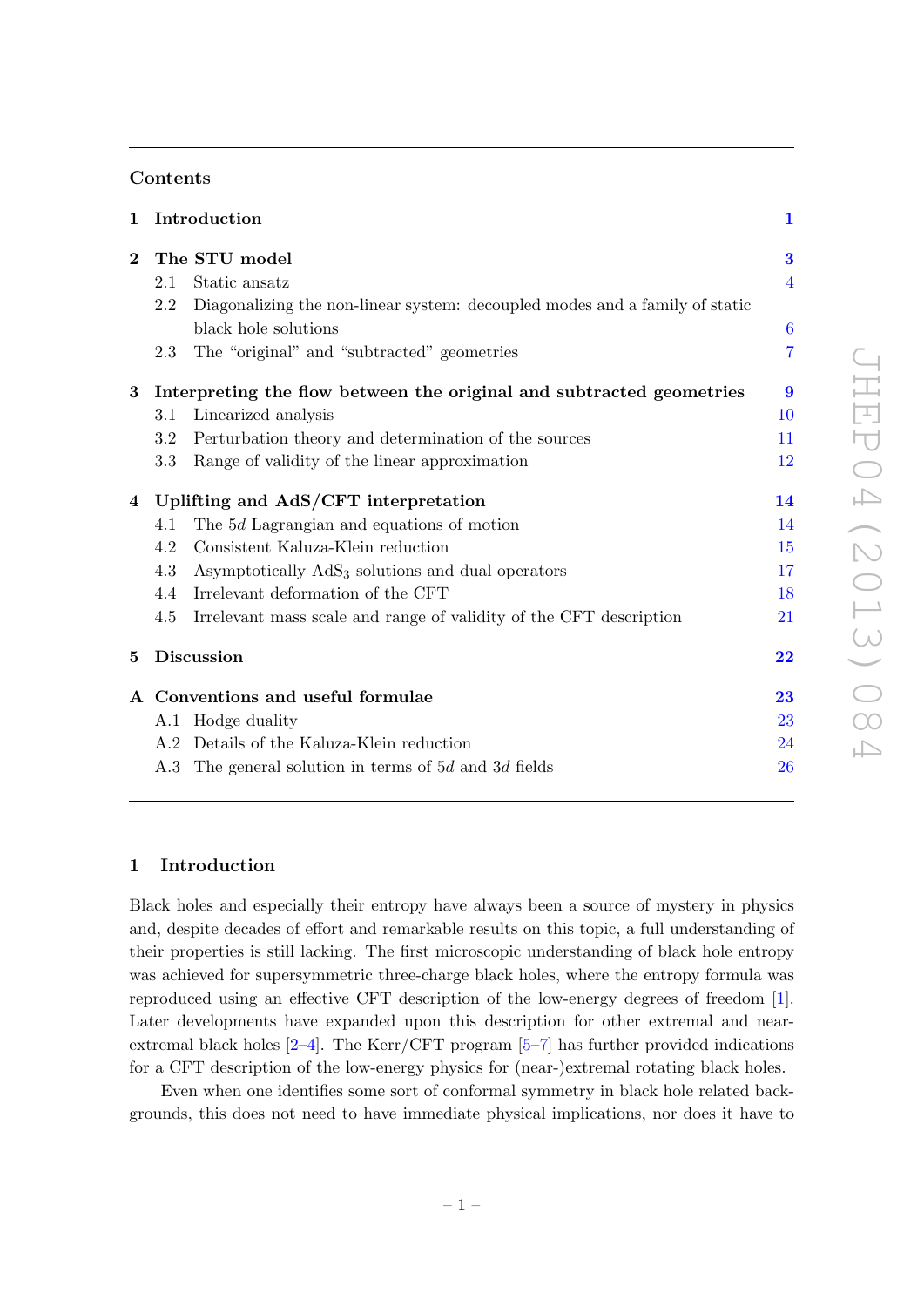## Contents

| | | |
|---|---|---|
| **1** | **Introduction** | **1** |
| **2** | **The STU model** | **3** |
| | 2.1 Static ansatz | 4 |
| | 2.2 Diagonalizing the non-linear system: decoupled modes and a family of static black hole solutions | 6 |
| | 2.3 The "original" and "subtracted" geometries | 7 |
| **3** | **Interpreting the flow between the original and subtracted geometries** | **9** |
| | 3.1 Linearized analysis | 10 |
| | 3.2 Perturbation theory and determination of the sources | 11 |
| | 3.3 Range of validity of the linear approximation | 12 |
| **4** | **Uplifting and AdS/CFT interpretation** | **14** |
| | 4.1 The $5d$ Lagrangian and equations of motion | 14 |
| | 4.2 Consistent Kaluza-Klein reduction | 15 |
| | 4.3 Asymptotically $\mathrm{AdS}_3$ solutions and dual operators | 17 |
| | 4.4 Irrelevant deformation of the CFT | 18 |
| | 4.5 Irrelevant mass scale and range of validity of the CFT description | 21 |
| **5** | **Discussion** | **22** |
| **A** | **Conventions and useful formulae** | **23** |
| | A.1 Hodge duality | 23 |
| | A.2 Details of the Kaluza-Klein reduction | 24 |
| | A.3 The general solution in terms of $5d$ and $3d$ fields | 26 |

## 1 Introduction

Black holes and especially their entropy have always been a source of mystery in physics and, despite decades of effort and remarkable results on this topic, a full understanding of their properties is still lacking. The first microscopic understanding of black hole entropy was achieved for supersymmetric three-charge black holes, where the entropy formula was reproduced using an effective CFT description of the low-energy degrees of freedom [1]. Later developments have expanded upon this description for other extremal and near-extremal black holes [2–4]. The Kerr/CFT program [5–7] has further provided indications for a CFT description of the low-energy physics for (near-)extremal rotating black holes.

Even when one identifies some sort of conformal symmetry in black hole related backgrounds, this does not need to have immediate physical implications, nor does it have to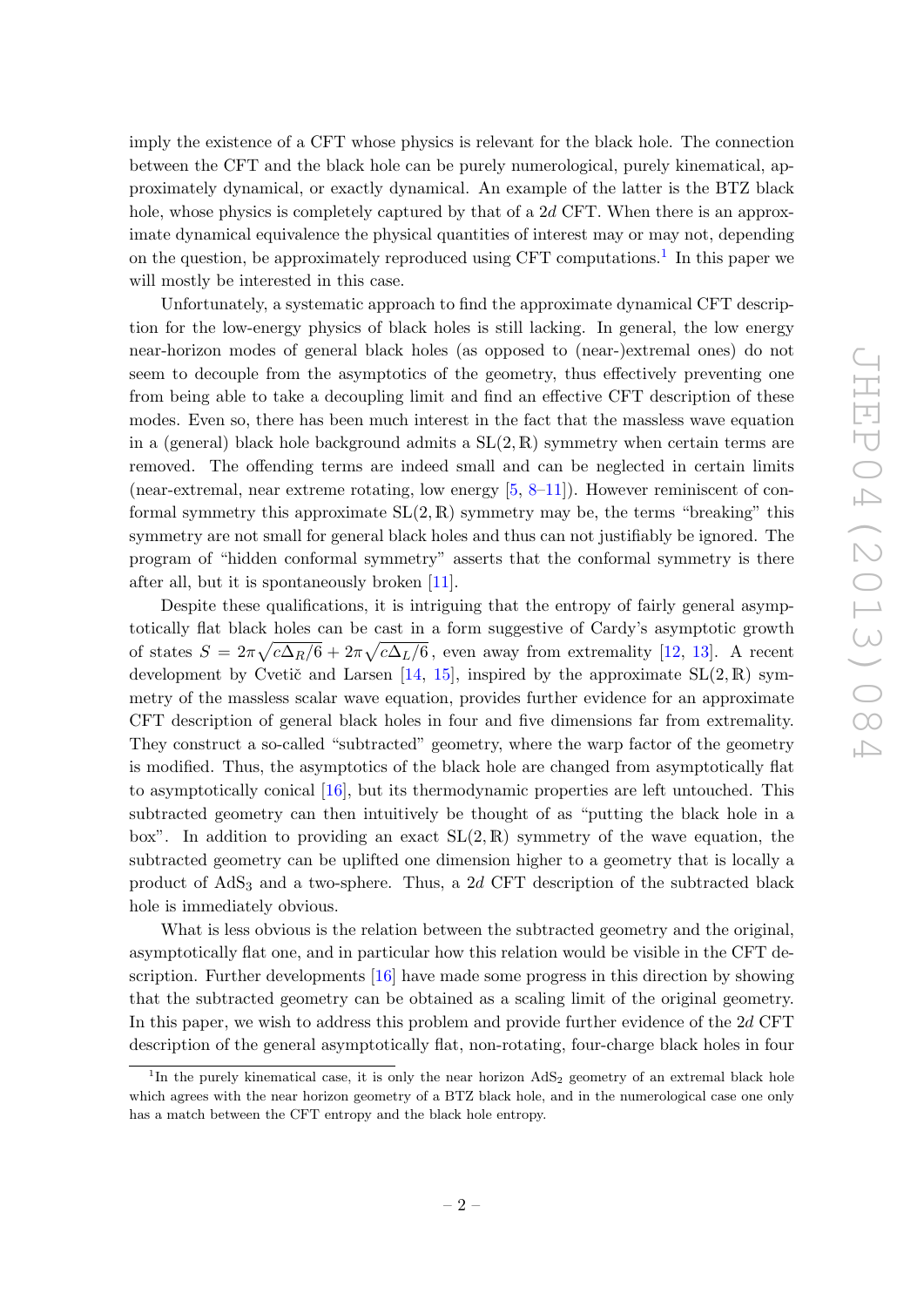imply the existence of a CFT whose physics is relevant for the black hole. The connection between the CFT and the black hole can be purely numerological, purely kinematical, approximately dynamical, or exactly dynamical. An example of the latter is the BTZ black hole, whose physics is completely captured by that of a $2d$ CFT. When there is an approximate dynamical equivalence the physical quantities of interest may or may not, depending on the question, be approximately reproduced using CFT computations.[1] In this paper we will mostly be interested in this case.

Unfortunately, a systematic approach to find the approximate dynamical CFT description for the low-energy physics of black holes is still lacking. In general, the low energy near-horizon modes of general black holes (as opposed to (near-)extremal ones) do not seem to decouple from the asymptotics of the geometry, thus effectively preventing one from being able to take a decoupling limit and find an effective CFT description of these modes. Even so, there has been much interest in the fact that the massless wave equation in a (general) black hole background admits a $\mathrm{SL}(2,\mathbb{R})$ symmetry when certain terms are removed. The offending terms are indeed small and can be neglected in certain limits (near-extremal, near extreme rotating, low energy [5, 8–11]). However reminiscent of conformal symmetry this approximate $\mathrm{SL}(2,\mathbb{R})$ symmetry may be, the terms "breaking" this symmetry are not small for general black holes and thus can not justifiably be ignored. The program of "hidden conformal symmetry" asserts that the conformal symmetry is there after all, but it is spontaneously broken [11].

Despite these qualifications, it is intriguing that the entropy of fairly general asymptotically flat black holes can be cast in a form suggestive of Cardy's asymptotic growth of states $S = 2\pi\sqrt{c\Delta_R/6} + 2\pi\sqrt{c\Delta_L/6}$, even away from extremality [12, 13]. A recent development by Cvetič and Larsen [14, 15], inspired by the approximate $\mathrm{SL}(2,\mathbb{R})$ symmetry of the massless scalar wave equation, provides further evidence for an approximate CFT description of general black holes in four and five dimensions far from extremality. They construct a so-called "subtracted" geometry, where the warp factor of the geometry is modified. Thus, the asymptotics of the black hole are changed from asymptotically flat to asymptotically conical [16], but its thermodynamic properties are left untouched. This subtracted geometry can then intuitively be thought of as "putting the black hole in a box". In addition to providing an exact $\mathrm{SL}(2,\mathbb{R})$ symmetry of the wave equation, the subtracted geometry can be uplifted one dimension higher to a geometry that is locally a product of $\mathrm{AdS}_3$ and a two-sphere. Thus, a $2d$ CFT description of the subtracted black hole is immediately obvious.

What is less obvious is the relation between the subtracted geometry and the original, asymptotically flat one, and in particular how this relation would be visible in the CFT description. Further developments [16] have made some progress in this direction by showing that the subtracted geometry can be obtained as a scaling limit of the original geometry. In this paper, we wish to address this problem and provide further evidence of the $2d$ CFT description of the general asymptotically flat, non-rotating, four-charge black holes in four

[1] In the purely kinematical case, it is only the near horizon $\mathrm{AdS}_2$ geometry of an extremal black hole which agrees with the near horizon geometry of a BTZ black hole, and in the numerological case one only has a match between the CFT entropy and the black hole entropy.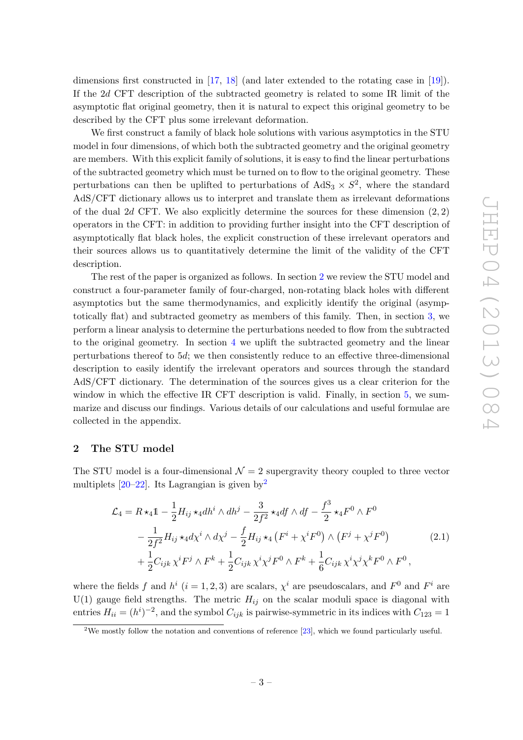dimensions first constructed in [17, 18] (and later extended to the rotating case in [19]). If the 2$d$ CFT description of the subtracted geometry is related to some IR limit of the asymptotic flat original geometry, then it is natural to expect this original geometry to be described by the CFT plus some irrelevant deformation.

We first construct a family of black hole solutions with various asymptotics in the STU model in four dimensions, of which both the subtracted geometry and the original geometry are members. With this explicit family of solutions, it is easy to find the linear perturbations of the subtracted geometry which must be turned on to flow to the original geometry. These perturbations can then be uplifted to perturbations of $\mathrm{AdS}_3 \times S^2$, where the standard AdS/CFT dictionary allows us to interpret and translate them as irrelevant deformations of the dual 2$d$ CFT. We also explicitly determine the sources for these dimension $(2,2)$ operators in the CFT: in addition to providing further insight into the CFT description of asymptotically flat black holes, the explicit construction of these irrelevant operators and their sources allows us to quantitatively determine the limit of the validity of the CFT description.

The rest of the paper is organized as follows. In section 2 we review the STU model and construct a four-parameter family of four-charged, non-rotating black holes with different asymptotics but the same thermodynamics, and explicitly identify the original (asymptotically flat) and subtracted geometry as members of this family. Then, in section 3, we perform a linear analysis to determine the perturbations needed to flow from the subtracted to the original geometry. In section 4 we uplift the subtracted geometry and the linear perturbations thereof to 5$d$; we then consistently reduce to an effective three-dimensional description to easily identify the irrelevant operators and sources through the standard AdS/CFT dictionary. The determination of the sources gives us a clear criterion for the window in which the effective IR CFT description is valid. Finally, in section 5, we summarize and discuss our findings. Various details of our calculations and useful formulae are collected in the appendix.

## 2 The STU model

The STU model is a four-dimensional $\mathcal{N}=2$ supergravity theory coupled to three vector multiplets [20–22]. Its Lagrangian is given by[2]

$$
\begin{aligned}
\mathcal{L}_4 = {} & R \star_4 \mathbb{1} - \frac{1}{2} H_{ij} \star_4 dh^i \wedge dh^j - \frac{3}{2f^2} \star_4 df \wedge df - \frac{f^3}{2} \star_4 F^0 \wedge F^0 \\
& - \frac{1}{2f^2} H_{ij} \star_4 d\chi^i \wedge d\chi^j - \frac{f}{2} H_{ij} \star_4 \left(F^i + \chi^i F^0\right) \wedge \left(F^j + \chi^j F^0\right) \\
& + \frac{1}{2} C_{ijk}\, \chi^i F^j \wedge F^k + \frac{1}{2} C_{ijk}\, \chi^i \chi^j F^0 \wedge F^k + \frac{1}{6} C_{ijk}\, \chi^i \chi^j \chi^k F^0 \wedge F^0 \,,
\end{aligned}
\tag{2.1}
$$

where the fields $f$ and $h^i$ $(i=1,2,3)$ are scalars, $\chi^i$ are pseudoscalars, and $F^0$ and $F^i$ are U(1) gauge field strengths. The metric $H_{ij}$ on the scalar moduli space is diagonal with entries $H_{ii} = (h^i)^{-2}$, and the symbol $C_{ijk}$ is pairwise-symmetric in its indices with $C_{123} = 1$

[2]We mostly follow the notation and conventions of reference [23], which we found particularly useful.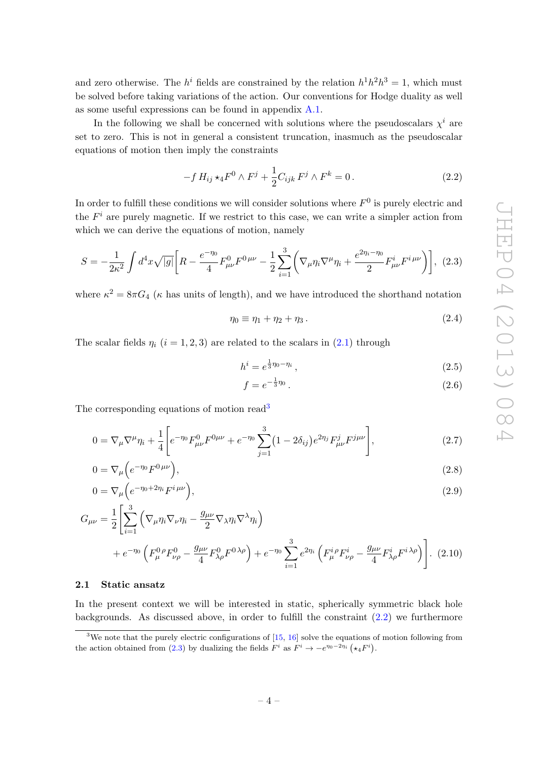and zero otherwise. The $h^i$ fields are constrained by the relation $h^1h^2h^3 = 1$, which must be solved before taking variations of the action. Our conventions for Hodge duality as well as some useful expressions can be found in appendix A.1.

In the following we shall be concerned with solutions where the pseudoscalars $\chi^i$ are set to zero. This is not in general a consistent truncation, inasmuch as the pseudoscalar equations of motion then imply the constraints

$$-f\, H_{ij} \star_4 F^0 \wedge F^j + \frac{1}{2} C_{ijk}\, F^j \wedge F^k = 0\,. \tag{2.2}$$

In order to fulfill these conditions we will consider solutions where $F^0$ is purely electric and the $F^i$ are purely magnetic. If we restrict to this case, we can write a simpler action from which we can derive the equations of motion, namely

$$S = -\frac{1}{2\kappa^2}\int d^4x\sqrt{|g|}\bigg[R - \frac{e^{-\eta_0}}{4}F^0_{\mu\nu}F^{0\,\mu\nu} - \frac{1}{2}\sum_{i=1}^{3}\Big(\nabla_\mu\eta_i\nabla^\mu\eta_i + \frac{e^{2\eta_i-\eta_0}}{2}F^i_{\mu\nu}F^{i\,\mu\nu}\Big)\bigg], \tag{2.3}$$

where $\kappa^2 = 8\pi G_4$ ($\kappa$ has units of length), and we have introduced the shorthand notation

$$\eta_0 \equiv \eta_1 + \eta_2 + \eta_3\,. \tag{2.4}$$

The scalar fields $\eta_i$ ($i = 1, 2, 3$) are related to the scalars in (2.1) through

$$h^i = e^{\frac{1}{3}\eta_0 - \eta_i}\,, \tag{2.5}$$

$$f = e^{-\frac{1}{3}\eta_0}\,. \tag{2.6}$$

The corresponding equations of motion read[3]

$$0 = \nabla_\mu\nabla^\mu\eta_i + \frac{1}{4}\bigg[e^{-\eta_0}F^0_{\mu\nu}F^{0\mu\nu} + e^{-\eta_0}\sum_{j=1}^{3}\big(1-2\delta_{ij}\big)e^{2\eta_j}F^j_{\mu\nu}F^{j\mu\nu}\bigg], \tag{2.7}$$

$$0 = \nabla_\mu\Big(e^{-\eta_0}F^{0\,\mu\nu}\Big), \tag{2.8}$$

$$0 = \nabla_\mu\Big(e^{-\eta_0+2\eta_i}F^{i\,\mu\nu}\Big), \tag{2.9}$$

$$\begin{aligned} G_{\mu\nu} = \frac{1}{2}\bigg[&\sum_{i=1}^{3}\Big(\nabla_\mu\eta_i\nabla_\nu\eta_i - \frac{g_{\mu\nu}}{2}\nabla_\lambda\eta_i\nabla^\lambda\eta_i\Big) \\ &+ e^{-\eta_0}\Big(F^{0\,\rho}_{\mu}F^0_{\nu\rho} - \frac{g_{\mu\nu}}{4}F^0_{\lambda\rho}F^{0\,\lambda\rho}\Big) + e^{-\eta_0}\sum_{i=1}^{3}e^{2\eta_i}\Big(F^{i\,\rho}_{\mu}F^i_{\nu\rho} - \frac{g_{\mu\nu}}{4}F^i_{\lambda\rho}F^{i\,\lambda\rho}\Big)\bigg]. \end{aligned} \tag{2.10}$$

### 2.1 Static ansatz

In the present context we will be interested in static, spherically symmetric black hole backgrounds. As discussed above, in order to fulfill the constraint (2.2) we furthermore

[3] We note that the purely electric configurations of [15, 16] solve the equations of motion following from the action obtained from (2.3) by dualizing the fields $F^i$ as $F^i \to -e^{\eta_0 - 2\eta_i}\left(\star_4 F^i\right)$.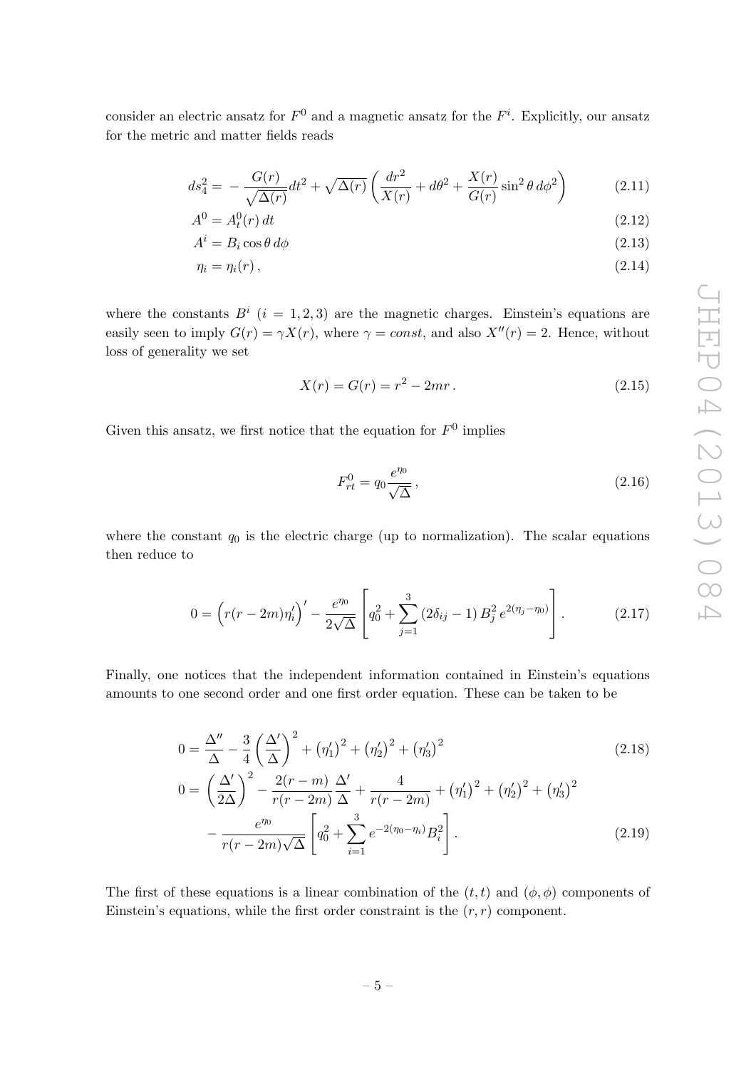consider an electric ansatz for $F^0$ and a magnetic ansatz for the $F^i$. Explicitly, our ansatz for the metric and matter fields reads

$$ds_4^2 = -\frac{G(r)}{\sqrt{\Delta(r)}}dt^2 + \sqrt{\Delta(r)}\left(\frac{dr^2}{X(r)} + d\theta^2 + \frac{X(r)}{G(r)}\sin^2\theta\, d\phi^2\right) \tag{2.11}$$

$$A^0 = A_t^0(r)\, dt \tag{2.12}$$

$$A^i = B_i \cos\theta\, d\phi \tag{2.13}$$

$$\eta_i = \eta_i(r)\,, \tag{2.14}$$

where the constants $B^i$ $(i = 1, 2, 3)$ are the magnetic charges. Einstein's equations are easily seen to imply $G(r) = \gamma X(r)$, where $\gamma = const$, and also $X''(r) = 2$. Hence, without loss of generality we set

$$X(r) = G(r) = r^2 - 2mr\,. \tag{2.15}$$

Given this ansatz, we first notice that the equation for $F^0$ implies

$$F_{rt}^0 = q_0 \frac{e^{\eta_0}}{\sqrt{\Delta}}\,, \tag{2.16}$$

where the constant $q_0$ is the electric charge (up to normalization). The scalar equations then reduce to

$$0 = \Big(r(r-2m)\eta_i'\Big)' - \frac{e^{\eta_0}}{2\sqrt{\Delta}}\left[q_0^2 + \sum_{j=1}^{3}\left(2\delta_{ij} - 1\right)B_j^2\, e^{2(\eta_j - \eta_0)}\right]. \tag{2.17}$$

Finally, one notices that the independent information contained in Einstein's equations amounts to one second order and one first order equation. These can be taken to be

$$0 = \frac{\Delta''}{\Delta} - \frac{3}{4}\left(\frac{\Delta'}{\Delta}\right)^2 + \left(\eta_1'\right)^2 + \left(\eta_2'\right)^2 + \left(\eta_3'\right)^2 \tag{2.18}$$

$$\begin{aligned} 0 = &\left(\frac{\Delta'}{2\Delta}\right)^2 - \frac{2(r-m)}{r(r-2m)}\frac{\Delta'}{\Delta} + \frac{4}{r(r-2m)} + \left(\eta_1'\right)^2 + \left(\eta_2'\right)^2 + \left(\eta_3'\right)^2 \\ &- \frac{e^{\eta_0}}{r(r-2m)\sqrt{\Delta}}\left[q_0^2 + \sum_{i=1}^{3} e^{-2(\eta_0 - \eta_i)}B_i^2\right]. \end{aligned} \tag{2.19}$$

The first of these equations is a linear combination of the $(t,t)$ and $(\phi,\phi)$ components of Einstein's equations, while the first order constraint is the $(r,r)$ component.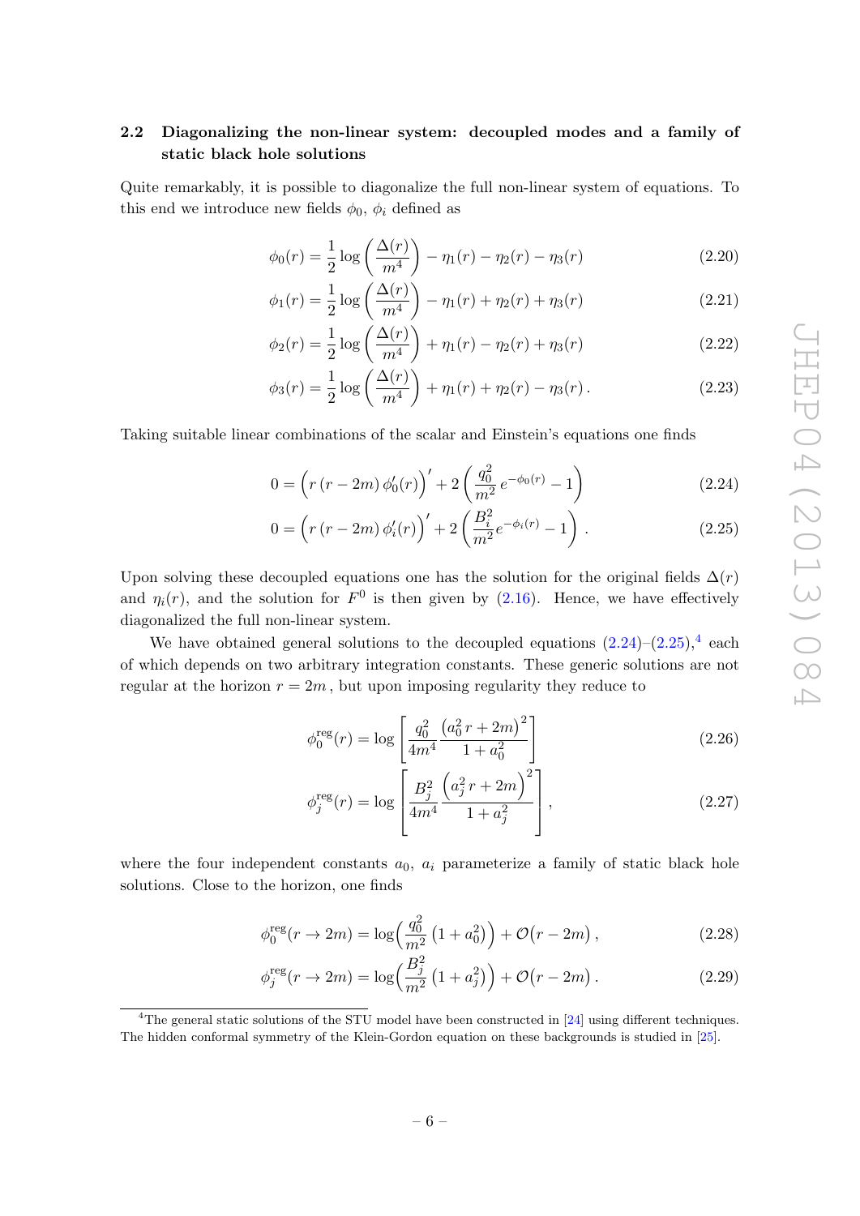### 2.2 Diagonalizing the non-linear system: decoupled modes and a family of static black hole solutions

Quite remarkably, it is possible to diagonalize the full non-linear system of equations. To this end we introduce new fields $\phi_0$, $\phi_i$ defined as

$$\phi_0(r) = \frac{1}{2}\log\left(\frac{\Delta(r)}{m^4}\right) - \eta_1(r) - \eta_2(r) - \eta_3(r) \tag{2.20}$$

$$\phi_1(r) = \frac{1}{2}\log\left(\frac{\Delta(r)}{m^4}\right) - \eta_1(r) + \eta_2(r) + \eta_3(r) \tag{2.21}$$

$$\phi_2(r) = \frac{1}{2}\log\left(\frac{\Delta(r)}{m^4}\right) + \eta_1(r) - \eta_2(r) + \eta_3(r) \tag{2.22}$$

$$\phi_3(r) = \frac{1}{2}\log\left(\frac{\Delta(r)}{m^4}\right) + \eta_1(r) + \eta_2(r) - \eta_3(r)\,. \tag{2.23}$$

Taking suitable linear combinations of the scalar and Einstein's equations one finds

$$0 = \Big(r\,(r-2m)\,\phi_0'(r)\Big)' + 2\left(\frac{q_0^2}{m^2}\,e^{-\phi_0(r)} - 1\right) \tag{2.24}$$

$$0 = \Big(r\,(r-2m)\,\phi_i'(r)\Big)' + 2\left(\frac{B_i^2}{m^2}e^{-\phi_i(r)} - 1\right)\,. \tag{2.25}$$

Upon solving these decoupled equations one has the solution for the original fields $\Delta(r)$ and $\eta_i(r)$, and the solution for $F^0$ is then given by (2.16). Hence, we have effectively diagonalized the full non-linear system.

We have obtained general solutions to the decoupled equations (2.24)–(2.25),[4] each of which depends on two arbitrary integration constants. These generic solutions are not regular at the horizon $r = 2m$, but upon imposing regularity they reduce to

$$\phi_0^{\mathrm{reg}}(r) = \log\left[\frac{q_0^2}{4m^4}\,\frac{\left(a_0^2\,r + 2m\right)^2}{1+a_0^2}\right] \tag{2.26}$$

$$\phi_j^{\mathrm{reg}}(r) = \log\left[\frac{B_j^2}{4m^4}\,\frac{\left(a_j^2\,r + 2m\right)^2}{1+a_j^2}\right]\,, \tag{2.27}$$

where the four independent constants $a_0$, $a_i$ parameterize a family of static black hole solutions. Close to the horizon, one finds

$$\phi_0^{\mathrm{reg}}(r \to 2m) = \log\Big(\frac{q_0^2}{m^2}\left(1+a_0^2\right)\Big) + \mathcal{O}\big(r-2m\big)\,, \tag{2.28}$$

$$\phi_j^{\mathrm{reg}}(r \to 2m) = \log\Big(\frac{B_j^2}{m^2}\left(1+a_j^2\right)\Big) + \mathcal{O}\big(r-2m\big)\,. \tag{2.29}$$

---

[4] The general static solutions of the STU model have been constructed in [24] using different techniques. The hidden conformal symmetry of the Klein-Gordon equation on these backgrounds is studied in [25].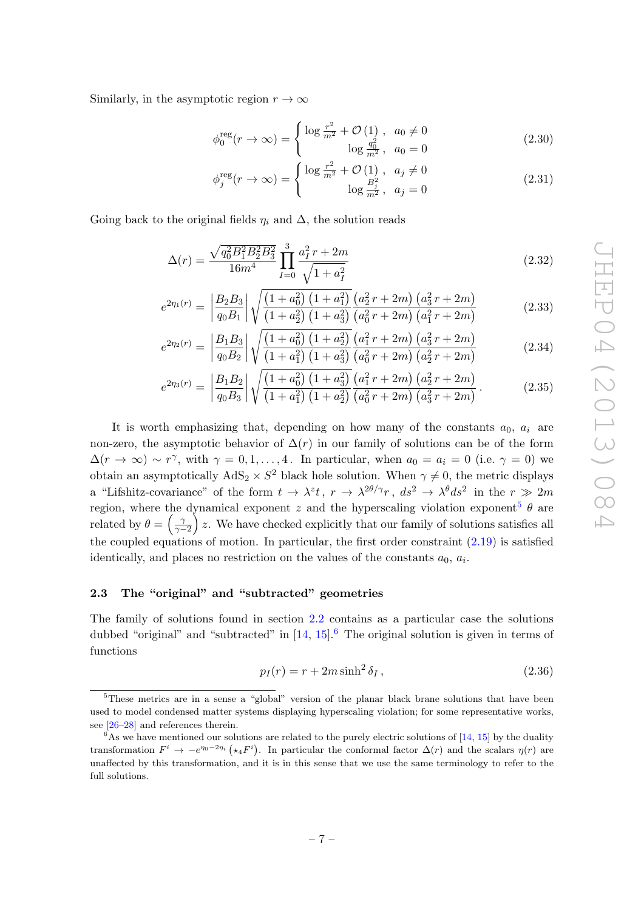Similarly, in the asymptotic region $r \to \infty$

$$\phi_0^{\text{reg}}(r \to \infty) = \begin{cases} \log \frac{r^2}{m^2} + \mathcal{O}(1) \,, & a_0 \neq 0 \\ \log \frac{q_0^2}{m^2} \,, & a_0 = 0 \end{cases} \tag{2.30}$$

$$\phi_j^{\text{reg}}(r \to \infty) = \begin{cases} \log \frac{r^2}{m^2} + \mathcal{O}(1) \,, & a_j \neq 0 \\ \log \frac{B_j^2}{m^2} \,, & a_j = 0 \end{cases} \tag{2.31}$$

Going back to the original fields $\eta_i$ and $\Delta$, the solution reads

$$\Delta(r) = \frac{\sqrt{q_0^2 B_1^2 B_2^2 B_3^2}}{16 m^4} \prod_{I=0}^{3} \frac{a_I^2 r + 2m}{\sqrt{1 + a_I^2}} \tag{2.32}$$

$$e^{2\eta_1(r)} = \left| \frac{B_2 B_3}{q_0 B_1} \right| \sqrt{\frac{\left(1 + a_0^2\right)\left(1 + a_1^2\right)}{\left(1 + a_2^2\right)\left(1 + a_3^2\right)}} \frac{\left(a_2^2 r + 2m\right)\left(a_3^2 r + 2m\right)}{\left(a_0^2 r + 2m\right)\left(a_1^2 r + 2m\right)} \tag{2.33}$$

$$e^{2\eta_2(r)} = \left| \frac{B_1 B_3}{q_0 B_2} \right| \sqrt{\frac{\left(1 + a_0^2\right)\left(1 + a_2^2\right)}{\left(1 + a_1^2\right)\left(1 + a_3^2\right)}} \frac{\left(a_1^2 r + 2m\right)\left(a_3^2 r + 2m\right)}{\left(a_0^2 r + 2m\right)\left(a_2^2 r + 2m\right)} \tag{2.34}$$

$$e^{2\eta_3(r)} = \left| \frac{B_1 B_2}{q_0 B_3} \right| \sqrt{\frac{\left(1 + a_0^2\right)\left(1 + a_3^2\right)}{\left(1 + a_1^2\right)\left(1 + a_2^2\right)}} \frac{\left(a_1^2 r + 2m\right)\left(a_2^2 r + 2m\right)}{\left(a_0^2 r + 2m\right)\left(a_3^2 r + 2m\right)} \,. \tag{2.35}$$

It is worth emphasizing that, depending on how many of the constants $a_0$, $a_i$ are non-zero, the asymptotic behavior of $\Delta(r)$ in our family of solutions can be of the form $\Delta(r \to \infty) \sim r^{\gamma}$, with $\gamma = 0, 1, \ldots, 4$. In particular, when $a_0 = a_i = 0$ (i.e. $\gamma = 0$) we obtain an asymptotically $AdS_2 \times S^2$ black hole solution. When $\gamma \neq 0$, the metric displays a "Lifshitz-covariance" of the form $t \to \lambda^z t$, $r \to \lambda^{2\theta/\gamma} r$, $ds^2 \to \lambda^{\theta} ds^2$ in the $r \gg 2m$ region, where the dynamical exponent $z$ and the hyperscaling violation exponent[5] $\theta$ are related by $\theta = \left(\frac{\gamma}{\gamma - 2}\right) z$. We have checked explicitly that our family of solutions satisfies all the coupled equations of motion. In particular, the first order constraint (2.19) is satisfied identically, and places no restriction on the values of the constants $a_0$, $a_i$.

### 2.3 The "original" and "subtracted" geometries

The family of solutions found in section 2.2 contains as a particular case the solutions dubbed "original" and "subtracted" in [14, 15].[6] The original solution is given in terms of functions

$$p_I(r) = r + 2m \sinh^2 \delta_I \,, \tag{2.36}$$

---

[5] These metrics are in a sense a "global" version of the planar black brane solutions that have been used to model condensed matter systems displaying hyperscaling violation; for some representative works, see [26–28] and references therein.

[6] As we have mentioned our solutions are related to the purely electric solutions of [14, 15] by the duality transformation $F^i \to -e^{\eta_0 - 2\eta_i} \left(\star_4 F^i\right)$. In particular the conformal factor $\Delta(r)$ and the scalars $\eta(r)$ are unaffected by this transformation, and it is in this sense that we use the same terminology to refer to the full solutions.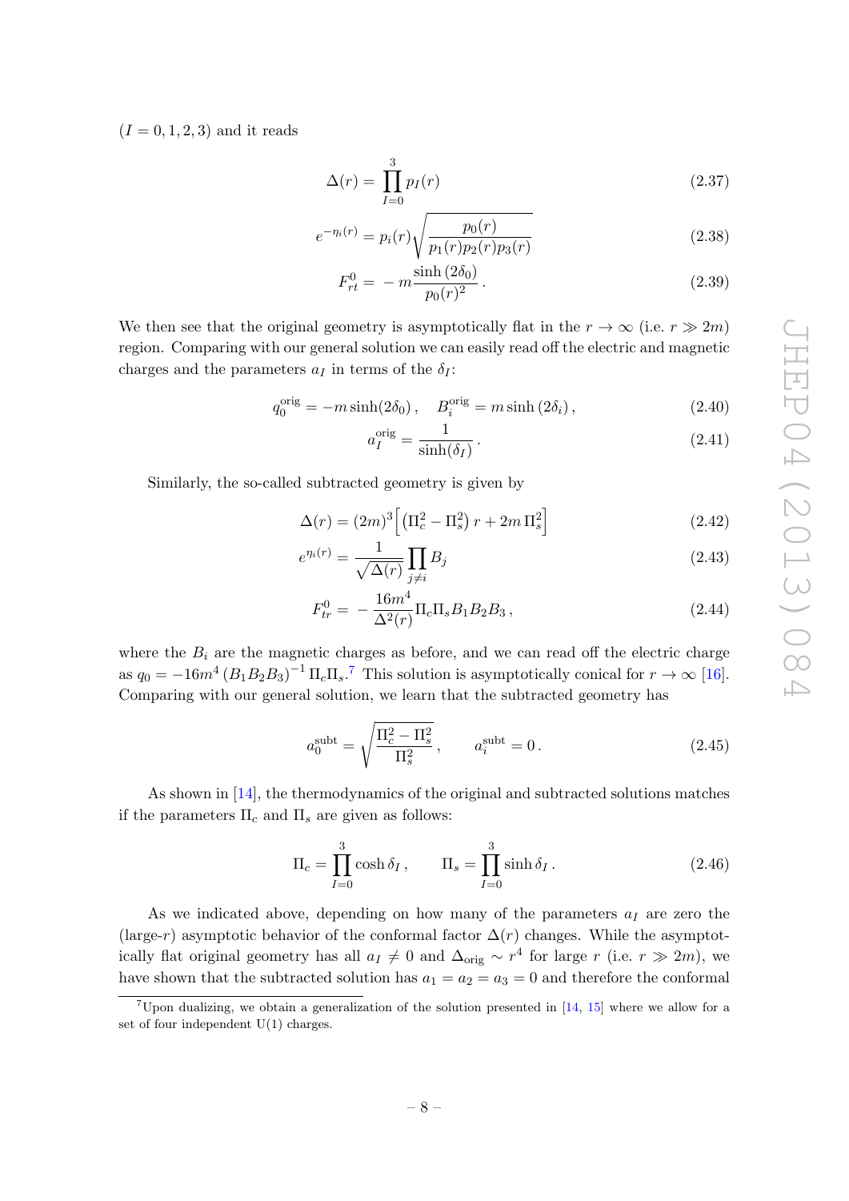$(I = 0, 1, 2, 3)$ and it reads

$$\Delta(r) = \prod_{I=0}^{3} p_I(r) \tag{2.37}$$

$$e^{-\eta_i(r)} = p_i(r)\sqrt{\frac{p_0(r)}{p_1(r)p_2(r)p_3(r)}} \tag{2.38}$$

$$F^0_{rt} = -\,m\frac{\sinh(2\delta_0)}{p_0(r)^2}\,. \tag{2.39}$$

We then see that the original geometry is asymptotically flat in the $r \to \infty$ (i.e. $r \gg 2m$) region. Comparing with our general solution we can easily read off the electric and magnetic charges and the parameters $a_I$ in terms of the $\delta_I$:

$$q_0^{\text{orig}} = -m\sinh(2\delta_0)\,, \quad B_i^{\text{orig}} = m\sinh(2\delta_i)\,, \tag{2.40}$$

$$a_I^{\text{orig}} = \frac{1}{\sinh(\delta_I)}\,. \tag{2.41}$$

Similarly, the so-called subtracted geometry is given by

$$\Delta(r) = (2m)^3\Big[\left(\Pi_c^2 - \Pi_s^2\right)r + 2m\,\Pi_s^2\Big] \tag{2.42}$$

$$e^{\eta_i(r)} = \frac{1}{\sqrt{\Delta(r)}}\prod_{j\neq i} B_j \tag{2.43}$$

$$F^0_{tr} = -\,\frac{16m^4}{\Delta^2(r)}\Pi_c\Pi_s B_1B_2B_3\,, \tag{2.44}$$

where the $B_i$ are the magnetic charges as before, and we can read off the electric charge as $q_0 = -16m^4\,(B_1B_2B_3)^{-1}\,\Pi_c\Pi_s$.[7] This solution is asymptotically conical for $r \to \infty$ [16]. Comparing with our general solution, we learn that the subtracted geometry has

$$a_0^{\text{subt}} = \sqrt{\frac{\Pi_c^2 - \Pi_s^2}{\Pi_s^2}}\,, \qquad a_i^{\text{subt}} = 0\,. \tag{2.45}$$

As shown in [14], the thermodynamics of the original and subtracted solutions matches if the parameters $\Pi_c$ and $\Pi_s$ are given as follows:

$$\Pi_c = \prod_{I=0}^{3}\cosh\delta_I\,, \qquad \Pi_s = \prod_{I=0}^{3}\sinh\delta_I\,. \tag{2.46}$$

As we indicated above, depending on how many of the parameters $a_I$ are zero the (large-$r$) asymptotic behavior of the conformal factor $\Delta(r)$ changes. While the asymptotically flat original geometry has all $a_I \neq 0$ and $\Delta_{\text{orig}} \sim r^4$ for large $r$ (i.e. $r \gg 2m$), we have shown that the subtracted solution has $a_1 = a_2 = a_3 = 0$ and therefore the conformal

[7] Upon dualizing, we obtain a generalization of the solution presented in [14, 15] where we allow for a set of four independent U(1) charges.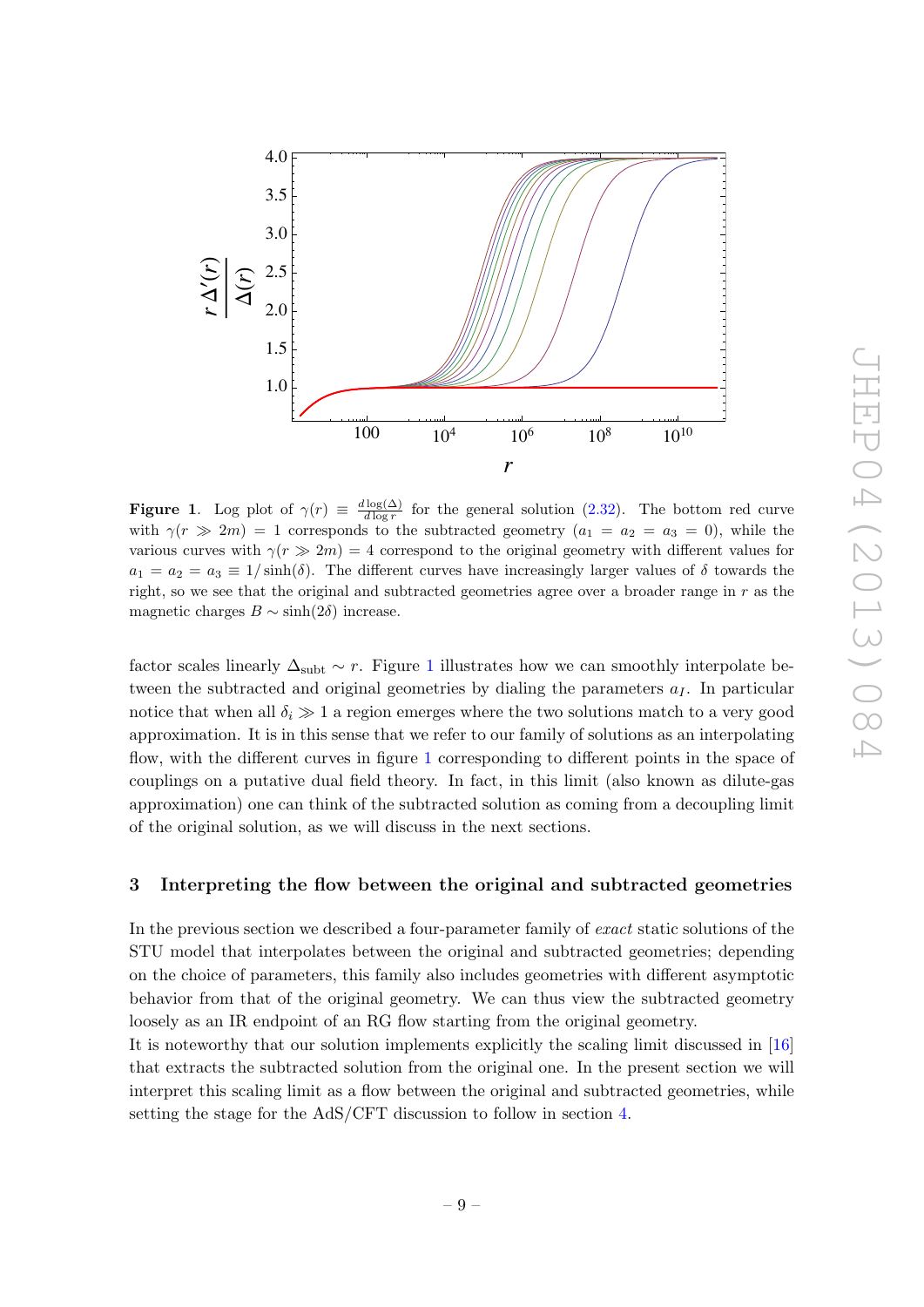**Figure 1**. Log plot of $\gamma(r) \equiv \frac{d \log(\Delta)}{d \log r}$ for the general solution (2.32). The bottom red curve with $\gamma(r \gg 2m) = 1$ corresponds to the subtracted geometry ($a_1 = a_2 = a_3 = 0$), while the various curves with $\gamma(r \gg 2m) = 4$ correspond to the original geometry with different values for $a_1 = a_2 = a_3 \equiv 1/\sinh(\delta)$. The different curves have increasingly larger values of $\delta$ towards the right, so we see that the original and subtracted geometries agree over a broader range in $r$ as the magnetic charges $B \sim \sinh(2\delta)$ increase.

factor scales linearly $\Delta_{\text{subt}} \sim r$. Figure 1 illustrates how we can smoothly interpolate between the subtracted and original geometries by dialing the parameters $a_I$. In particular notice that when all $\delta_i \gg 1$ a region emerges where the two solutions match to a very good approximation. It is in this sense that we refer to our family of solutions as an interpolating flow, with the different curves in figure 1 corresponding to different points in the space of couplings on a putative dual field theory. In fact, in this limit (also known as dilute-gas approximation) one can think of the subtracted solution as coming from a decoupling limit of the original solution, as we will discuss in the next sections.

## 3 Interpreting the flow between the original and subtracted geometries

In the previous section we described a four-parameter family of *exact* static solutions of the STU model that interpolates between the original and subtracted geometries; depending on the choice of parameters, this family also includes geometries with different asymptotic behavior from that of the original geometry. We can thus view the subtracted geometry loosely as an IR endpoint of an RG flow starting from the original geometry.

It is noteworthy that our solution implements explicitly the scaling limit discussed in [16] that extracts the subtracted solution from the original one. In the present section we will interpret this scaling limit as a flow between the original and subtracted geometries, while setting the stage for the AdS/CFT discussion to follow in section 4.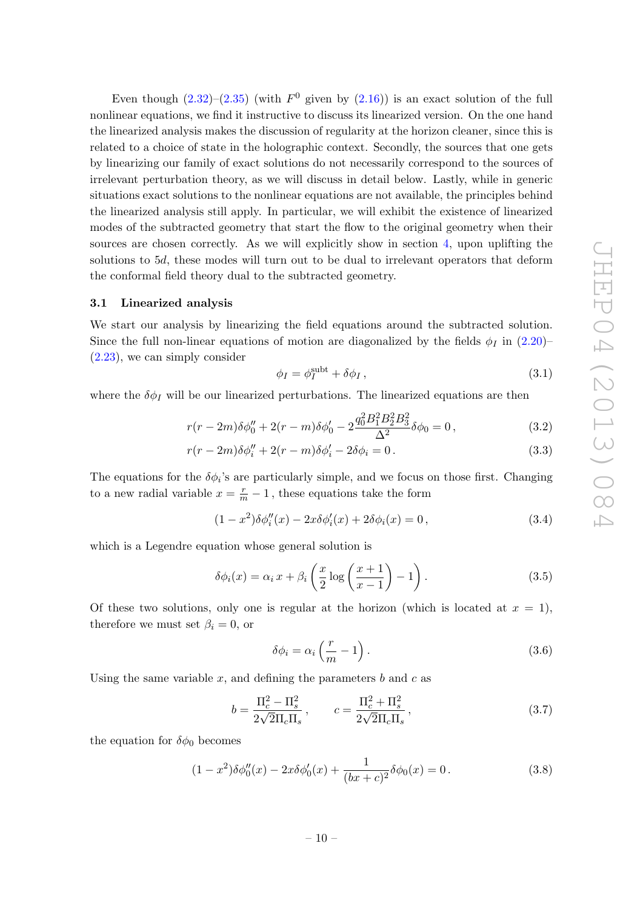Even though (2.32)–(2.35) (with $F^0$ given by (2.16)) is an exact solution of the full nonlinear equations, we find it instructive to discuss its linearized version. On the one hand the linearized analysis makes the discussion of regularity at the horizon cleaner, since this is related to a choice of state in the holographic context. Secondly, the sources that one gets by linearizing our family of exact solutions do not necessarily correspond to the sources of irrelevant perturbation theory, as we will discuss in detail below. Lastly, while in generic situations exact solutions to the nonlinear equations are not available, the principles behind the linearized analysis still apply. In particular, we will exhibit the existence of linearized modes of the subtracted geometry that start the flow to the original geometry when their sources are chosen correctly. As we will explicitly show in section 4, upon uplifting the solutions to 5$d$, these modes will turn out to be dual to irrelevant operators that deform the conformal field theory dual to the subtracted geometry.

### 3.1 Linearized analysis

We start our analysis by linearizing the field equations around the subtracted solution. Since the full non-linear equations of motion are diagonalized by the fields $\phi_I$ in (2.20)–(2.23), we can simply consider

$$\phi_I = \phi_I^{\text{subt}} + \delta\phi_I\,, \tag{3.1}$$

where the $\delta\phi_I$ will be our linearized perturbations. The linearized equations are then

$$r(r-2m)\delta\phi_0'' + 2(r-m)\delta\phi_0' - 2\frac{q_0^2 B_1^2 B_2^2 B_3^2}{\Delta^2}\delta\phi_0 = 0\,, \tag{3.2}$$

$$r(r-2m)\delta\phi_i'' + 2(r-m)\delta\phi_i' - 2\delta\phi_i = 0\,. \tag{3.3}$$

The equations for the $\delta\phi_i$'s are particularly simple, and we focus on those first. Changing to a new radial variable $x = \frac{r}{m} - 1$, these equations take the form

$$(1-x^2)\delta\phi_i''(x) - 2x\delta\phi_i'(x) + 2\delta\phi_i(x) = 0\,, \tag{3.4}$$

which is a Legendre equation whose general solution is

$$\delta\phi_i(x) = \alpha_i\, x + \beta_i\left(\frac{x}{2}\log\left(\frac{x+1}{x-1}\right) - 1\right). \tag{3.5}$$

Of these two solutions, only one is regular at the horizon (which is located at $x = 1$), therefore we must set $\beta_i = 0$, or

$$\delta\phi_i = \alpha_i\left(\frac{r}{m} - 1\right). \tag{3.6}$$

Using the same variable $x$, and defining the parameters $b$ and $c$ as

$$b = \frac{\Pi_c^2 - \Pi_s^2}{2\sqrt{2}\Pi_c\Pi_s}\,, \qquad c = \frac{\Pi_c^2 + \Pi_s^2}{2\sqrt{2}\Pi_c\Pi_s}\,, \tag{3.7}$$

the equation for $\delta\phi_0$ becomes

$$(1-x^2)\delta\phi_0''(x) - 2x\delta\phi_0'(x) + \frac{1}{(bx+c)^2}\delta\phi_0(x) = 0\,. \tag{3.8}$$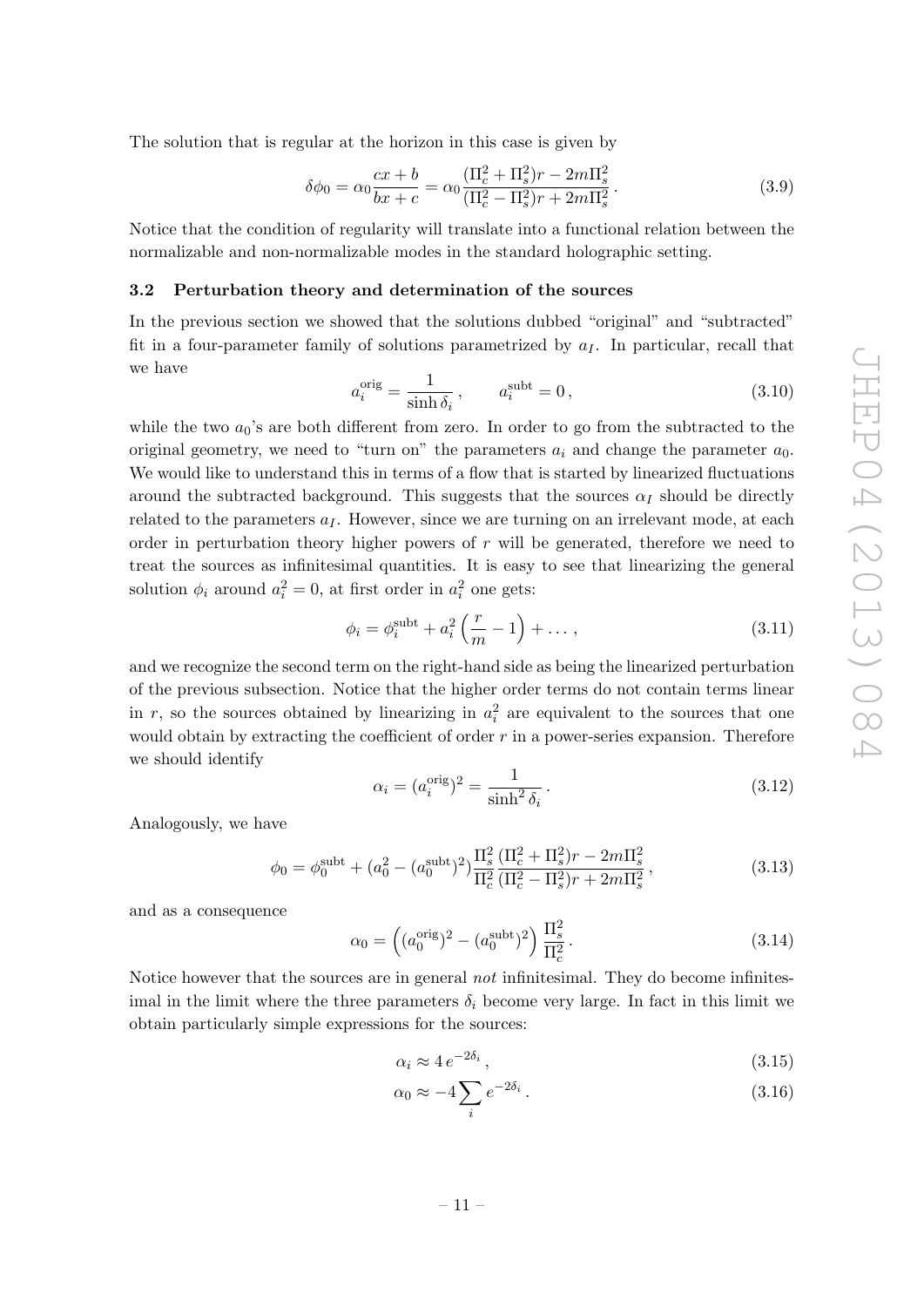The solution that is regular at the horizon in this case is given by

$$\delta\phi_0 = \alpha_0 \frac{cx+b}{bx+c} = \alpha_0 \frac{(\Pi_c^2 + \Pi_s^2)r - 2m\Pi_s^2}{(\Pi_c^2 - \Pi_s^2)r + 2m\Pi_s^2} \,. \tag{3.9}$$

Notice that the condition of regularity will translate into a functional relation between the normalizable and non-normalizable modes in the standard holographic setting.

### 3.2 Perturbation theory and determination of the sources

In the previous section we showed that the solutions dubbed "original" and "subtracted" fit in a four-parameter family of solutions parametrized by $a_I$. In particular, recall that we have

$$a_i^{\text{orig}} = \frac{1}{\sinh\delta_i} \,, \qquad a_i^{\text{subt}} = 0 \,, \tag{3.10}$$

while the two $a_0$'s are both different from zero. In order to go from the subtracted to the original geometry, we need to "turn on" the parameters $a_i$ and change the parameter $a_0$. We would like to understand this in terms of a flow that is started by linearized fluctuations around the subtracted background. This suggests that the sources $\alpha_I$ should be directly related to the parameters $a_I$. However, since we are turning on an irrelevant mode, at each order in perturbation theory higher powers of $r$ will be generated, therefore we need to treat the sources as infinitesimal quantities. It is easy to see that linearizing the general solution $\phi_i$ around $a_i^2 = 0$, at first order in $a_i^2$ one gets:

$$\phi_i = \phi_i^{\text{subt}} + a_i^2 \left(\frac{r}{m} - 1\right) + \ldots \,, \tag{3.11}$$

and we recognize the second term on the right-hand side as being the linearized perturbation of the previous subsection. Notice that the higher order terms do not contain terms linear in $r$, so the sources obtained by linearizing in $a_i^2$ are equivalent to the sources that one would obtain by extracting the coefficient of order $r$ in a power-series expansion. Therefore we should identify

$$\alpha_i = (a_i^{\text{orig}})^2 = \frac{1}{\sinh^2\delta_i} \,. \tag{3.12}$$

Analogously, we have

$$\phi_0 = \phi_0^{\text{subt}} + (a_0^2 - (a_0^{\text{subt}})^2)\frac{\Pi_s^2}{\Pi_c^2}\frac{(\Pi_c^2 + \Pi_s^2)r - 2m\Pi_s^2}{(\Pi_c^2 - \Pi_s^2)r + 2m\Pi_s^2} \,, \tag{3.13}$$

and as a consequence

$$\alpha_0 = \left((a_0^{\text{orig}})^2 - (a_0^{\text{subt}})^2\right)\frac{\Pi_s^2}{\Pi_c^2} \,. \tag{3.14}$$

Notice however that the sources are in general *not* infinitesimal. They do become infinitesimal in the limit where the three parameters $\delta_i$ become very large. In fact in this limit we obtain particularly simple expressions for the sources:

$$\alpha_i \approx 4\,e^{-2\delta_i} \,, \tag{3.15}$$

$$\alpha_0 \approx -4\sum_i e^{-2\delta_i} \,. \tag{3.16}$$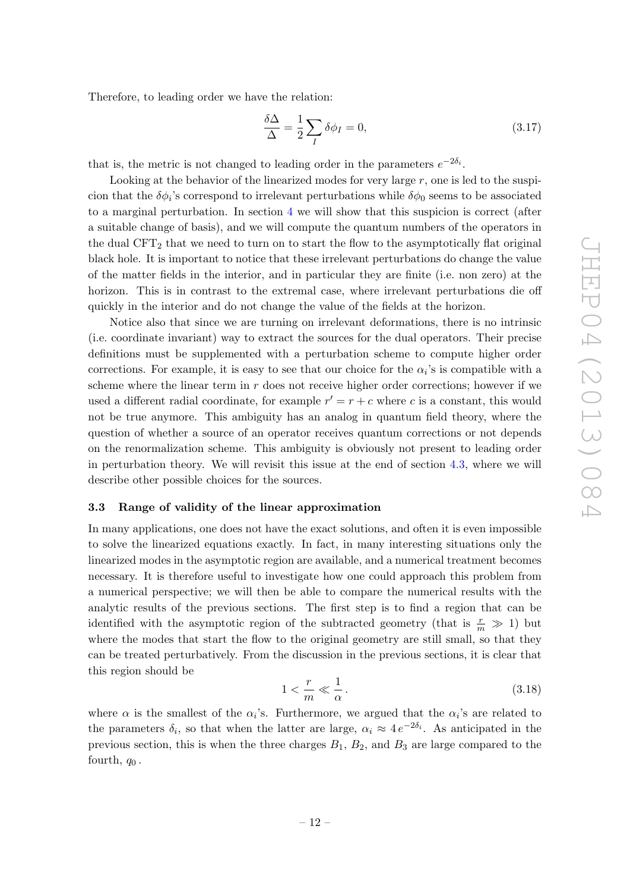Therefore, to leading order we have the relation:

$$\frac{\delta\Delta}{\Delta} = \frac{1}{2}\sum_I \delta\phi_I = 0, \tag{3.17}$$

that is, the metric is not changed to leading order in the parameters $e^{-2\delta_i}$.

Looking at the behavior of the linearized modes for very large $r$, one is led to the suspicion that the $\delta\phi_i$'s correspond to irrelevant perturbations while $\delta\phi_0$ seems to be associated to a marginal perturbation. In section 4 we will show that this suspicion is correct (after a suitable change of basis), and we will compute the quantum numbers of the operators in the dual $\mathrm{CFT}_2$ that we need to turn on to start the flow to the asymptotically flat original black hole. It is important to notice that these irrelevant perturbations do change the value of the matter fields in the interior, and in particular they are finite (i.e. non zero) at the horizon. This is in contrast to the extremal case, where irrelevant perturbations die off quickly in the interior and do not change the value of the fields at the horizon.

Notice also that since we are turning on irrelevant deformations, there is no intrinsic (i.e. coordinate invariant) way to extract the sources for the dual operators. Their precise definitions must be supplemented with a perturbation scheme to compute higher order corrections. For example, it is easy to see that our choice for the $\alpha_i$'s is compatible with a scheme where the linear term in $r$ does not receive higher order corrections; however if we used a different radial coordinate, for example $r' = r + c$ where $c$ is a constant, this would not be true anymore. This ambiguity has an analog in quantum field theory, where the question of whether a source of an operator receives quantum corrections or not depends on the renormalization scheme. This ambiguity is obviously not present to leading order in perturbation theory. We will revisit this issue at the end of section 4.3, where we will describe other possible choices for the sources.

### 3.3 Range of validity of the linear approximation

In many applications, one does not have the exact solutions, and often it is even impossible to solve the linearized equations exactly. In fact, in many interesting situations only the linearized modes in the asymptotic region are available, and a numerical treatment becomes necessary. It is therefore useful to investigate how one could approach this problem from a numerical perspective; we will then be able to compare the numerical results with the analytic results of the previous sections. The first step is to find a region that can be identified with the asymptotic region of the subtracted geometry (that is $\frac{r}{m} \gg 1$) but where the modes that start the flow to the original geometry are still small, so that they can be treated perturbatively. From the discussion in the previous sections, it is clear that this region should be

$$1 < \frac{r}{m} \ll \frac{1}{\alpha}\,. \tag{3.18}$$

where $\alpha$ is the smallest of the $\alpha_i$'s. Furthermore, we argued that the $\alpha_i$'s are related to the parameters $\delta_i$, so that when the latter are large, $\alpha_i \approx 4\,e^{-2\delta_i}$. As anticipated in the previous section, this is when the three charges $B_1$, $B_2$, and $B_3$ are large compared to the fourth, $q_0$.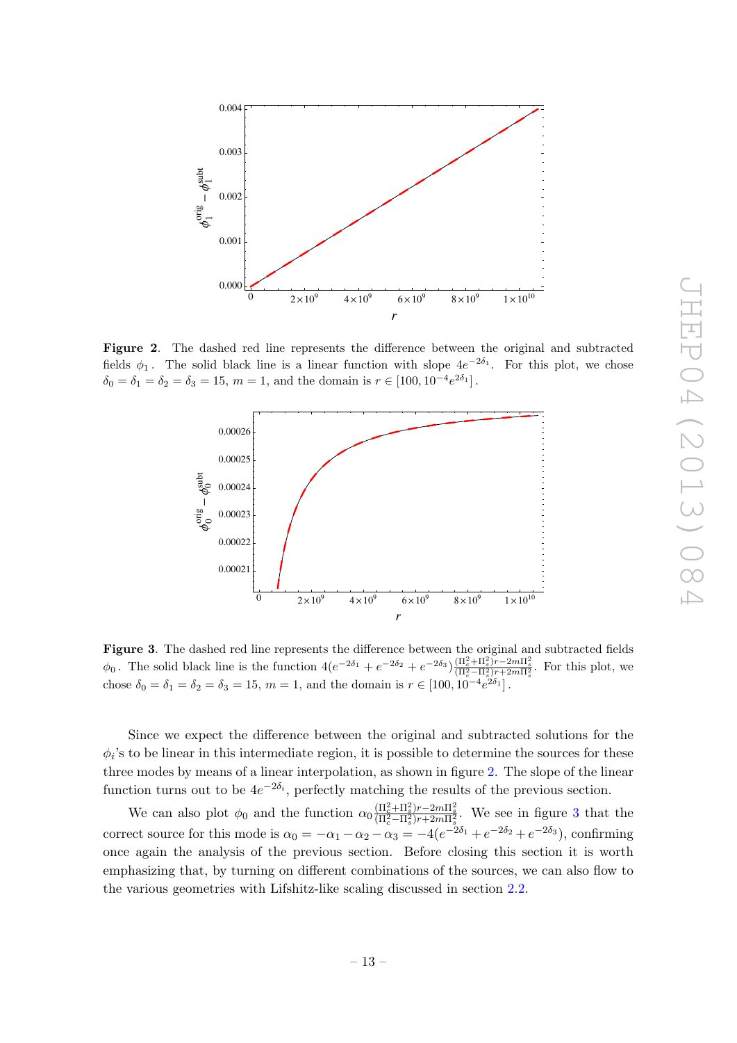**Figure 2**. The dashed red line represents the difference between the original and subtracted fields $\phi_1$. The solid black line is a linear function with slope $4e^{-2\delta_1}$. For this plot, we chose $\delta_0 = \delta_1 = \delta_2 = \delta_3 = 15$, $m = 1$, and the domain is $r \in [100, 10^{-4} e^{2\delta_1}]$.

**Figure 3**. The dashed red line represents the difference between the original and subtracted fields $\phi_0$. The solid black line is the function $4(e^{-2\delta_1} + e^{-2\delta_2} + e^{-2\delta_3}) \frac{(\Pi_c^2+\Pi_s^2)r - 2m\Pi_s^2}{(\Pi_c^2-\Pi_s^2)r + 2m\Pi_s^2}$. For this plot, we chose $\delta_0 = \delta_1 = \delta_2 = \delta_3 = 15$, $m = 1$, and the domain is $r \in [100, 10^{-4} e^{2\delta_1}]$.

Since we expect the difference between the original and subtracted solutions for the $\phi_i$'s to be linear in this intermediate region, it is possible to determine the sources for these three modes by means of a linear interpolation, as shown in figure 2. The slope of the linear function turns out to be $4e^{-2\delta_i}$, perfectly matching the results of the previous section.

We can also plot $\phi_0$ and the function $\alpha_0 \frac{(\Pi_c^2+\Pi_s^2)r - 2m\Pi_s^2}{(\Pi_c^2-\Pi_s^2)r + 2m\Pi_s^2}$. We see in figure 3 that the correct source for this mode is $\alpha_0 = -\alpha_1 - \alpha_2 - \alpha_3 = -4(e^{-2\delta_1} + e^{-2\delta_2} + e^{-2\delta_3})$, confirming once again the analysis of the previous section. Before closing this section it is worth emphasizing that, by turning on different combinations of the sources, we can also flow to the various geometries with Lifshitz-like scaling discussed in section 2.2.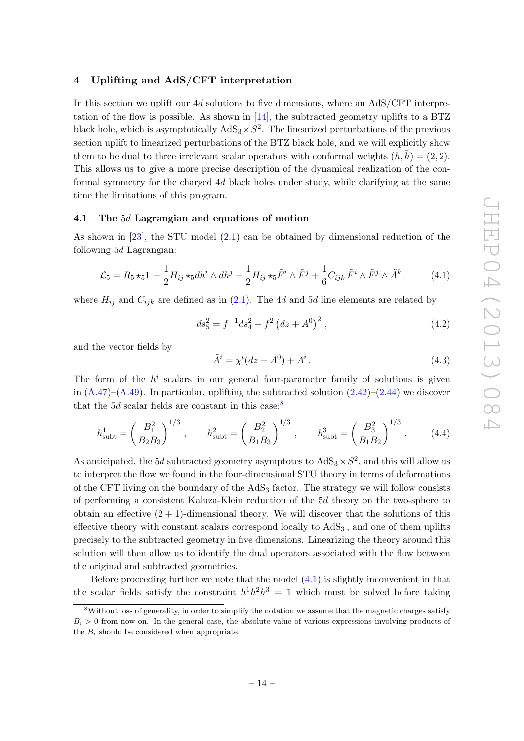## 4 Uplifting and AdS/CFT interpretation

In this section we uplift our $4d$ solutions to five dimensions, where an AdS/CFT interpretation of the flow is possible. As shown in [14], the subtracted geometry uplifts to a BTZ black hole, which is asymptotically $\mathrm{AdS}_3 \times S^2$. The linearized perturbations of the previous section uplift to linearized perturbations of the BTZ black hole, and we will explicitly show them to be dual to three irrelevant scalar operators with conformal weights $(h, \bar{h}) = (2, 2)$. This allows us to give a more precise description of the dynamical realization of the conformal symmetry for the charged $4d$ black holes under study, while clarifying at the same time the limitations of this program.

### 4.1 The $5d$ Lagrangian and equations of motion

As shown in [23], the STU model (2.1) can be obtained by dimensional reduction of the following $5d$ Lagrangian:

$$\mathcal{L}_5 = R_5 \star_5 \mathbb{1} - \frac{1}{2} H_{ij} \star_5 dh^i \wedge dh^j - \frac{1}{2} H_{ij} \star_5 \tilde{F}^i \wedge \tilde{F}^j + \frac{1}{6} C_{ijk} \tilde{F}^i \wedge \tilde{F}^j \wedge \tilde{A}^k, \tag{4.1}$$

where $H_{ij}$ and $C_{ijk}$ are defined as in (2.1). The $4d$ and $5d$ line elements are related by

$$ds_5^2 = f^{-1} ds_4^2 + f^2 \left(dz + A^0\right)^2 , \tag{4.2}$$

and the vector fields by

$$\tilde{A}^i = \chi^i (dz + A^0) + A^i . \tag{4.3}$$

The form of the $h^i$ scalars in our general four-parameter family of solutions is given in (A.47)–(A.49). In particular, uplifting the subtracted solution (2.42)–(2.44) we discover that the $5d$ scalar fields are constant in this case:[8]

$$h^1_{\text{subt}} = \left(\frac{B_1^2}{B_2 B_3}\right)^{1/3} , \qquad h^2_{\text{subt}} = \left(\frac{B_2^2}{B_1 B_3}\right)^{1/3} , \qquad h^3_{\text{subt}} = \left(\frac{B_3^2}{B_1 B_2}\right)^{1/3} . \tag{4.4}$$

As anticipated, the $5d$ subtracted geometry asymptotes to $\mathrm{AdS}_3 \times S^2$, and this will allow us to interpret the flow we found in the four-dimensional STU theory in terms of deformations of the CFT living on the boundary of the $\mathrm{AdS}_3$ factor. The strategy we will follow consists of performing a consistent Kaluza-Klein reduction of the $5d$ theory on the two-sphere to obtain an effective $(2 + 1)$-dimensional theory. We will discover that the solutions of this effective theory with constant scalars correspond locally to $\mathrm{AdS}_3$ , and one of them uplifts precisely to the subtracted geometry in five dimensions. Linearizing the theory around this solution will then allow us to identify the dual operators associated with the flow between the original and subtracted geometries.

Before proceeding further we note that the model (4.1) is slightly inconvenient in that the scalar fields satisfy the constraint $h^1 h^2 h^3 = 1$ which must be solved before taking

[8] Without loss of generality, in order to simplify the notation we assume that the magnetic charges satisfy $B_i > 0$ from now on. In the general case, the absolute value of various expressions involving products of the $B_i$ should be considered when appropriate.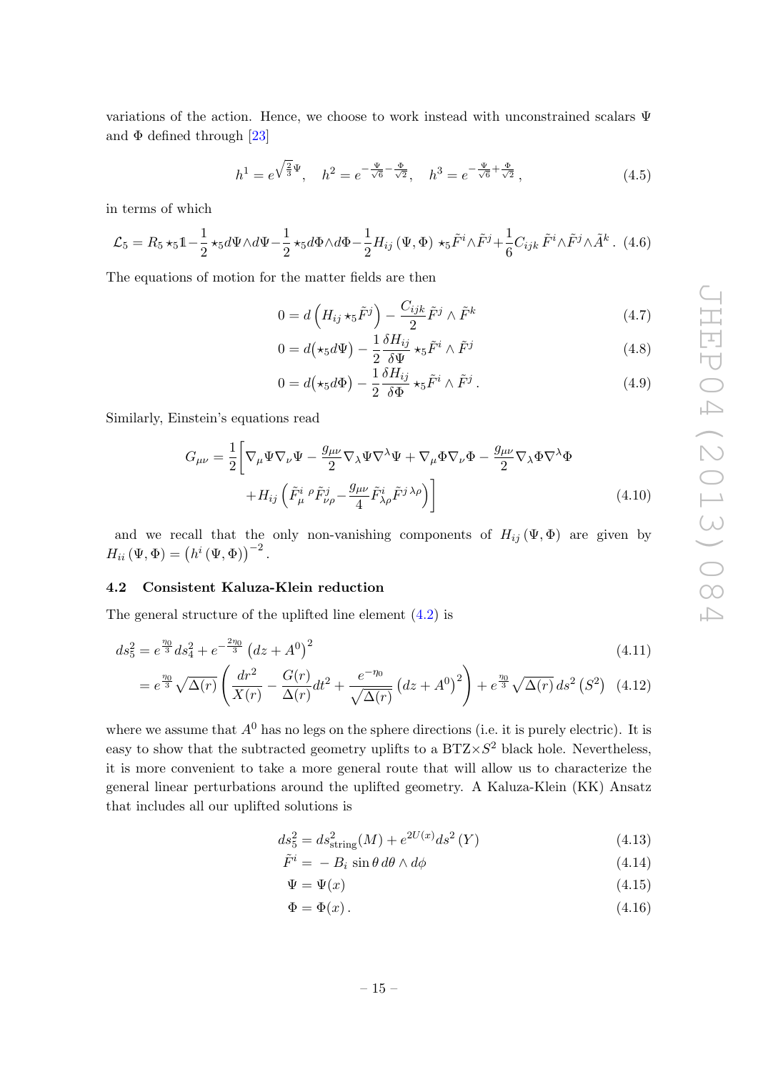variations of the action. Hence, we choose to work instead with unconstrained scalars $\Psi$ and $\Phi$ defined through [23]

$$h^1 = e^{\sqrt{\frac{2}{3}}\Psi}, \quad h^2 = e^{-\frac{\Psi}{\sqrt{6}}-\frac{\Phi}{\sqrt{2}}}, \quad h^3 = e^{-\frac{\Psi}{\sqrt{6}}+\frac{\Phi}{\sqrt{2}}}, \tag{4.5}$$

in terms of which

$$\mathcal{L}_5 = R_5 \star_5 \mathbb{1} - \frac{1}{2}\star_5 d\Psi \wedge d\Psi - \frac{1}{2}\star_5 d\Phi \wedge d\Phi - \frac{1}{2} H_{ij}(\Psi,\Phi) \star_5 \tilde{F}^i \wedge \tilde{F}^j + \frac{1}{6} C_{ijk}\, \tilde{F}^i \wedge \tilde{F}^j \wedge \tilde{A}^k \,. \tag{4.6}$$

The equations of motion for the matter fields are then

$$0 = d\left(H_{ij} \star_5 \tilde{F}^j\right) - \frac{C_{ijk}}{2} \tilde{F}^j \wedge \tilde{F}^k \tag{4.7}$$

$$0 = d\big(\star_5 d\Psi\big) - \frac{1}{2}\frac{\delta H_{ij}}{\delta \Psi} \star_5 \tilde{F}^i \wedge \tilde{F}^j \tag{4.8}$$

$$0 = d\big(\star_5 d\Phi\big) - \frac{1}{2}\frac{\delta H_{ij}}{\delta \Phi} \star_5 \tilde{F}^i \wedge \tilde{F}^j \,. \tag{4.9}$$

Similarly, Einstein's equations read

$$G_{\mu\nu} = \frac{1}{2}\bigg[\nabla_\mu \Psi \nabla_\nu \Psi - \frac{g_{\mu\nu}}{2}\nabla_\lambda \Psi \nabla^\lambda \Psi + \nabla_\mu \Phi \nabla_\nu \Phi - \frac{g_{\mu\nu}}{2}\nabla_\lambda \Phi \nabla^\lambda \Phi + H_{ij}\left(\tilde{F}^i_\mu{}^\rho \tilde{F}^j_{\nu\rho} - \frac{g_{\mu\nu}}{4}\tilde{F}^i_{\lambda\rho}\tilde{F}^{j\,\lambda\rho}\right)\bigg] \tag{4.10}$$

and we recall that the only non-vanishing components of $H_{ij}(\Psi,\Phi)$ are given by $H_{ii}(\Psi,\Phi) = \left(h^i(\Psi,\Phi)\right)^{-2}$.

### 4.2 Consistent Kaluza-Klein reduction

The general structure of the uplifted line element (4.2) is

$$ds_5^2 = e^{\frac{\eta_0}{3}} ds_4^2 + e^{-\frac{2\eta_0}{3}}\left(dz + A^0\right)^2 \tag{4.11}$$

$$= e^{\frac{\eta_0}{3}}\sqrt{\Delta(r)}\left(\frac{dr^2}{X(r)} - \frac{G(r)}{\Delta(r)}dt^2 + \frac{e^{-\eta_0}}{\sqrt{\Delta(r)}}\left(dz + A^0\right)^2\right) + e^{\frac{\eta_0}{3}}\sqrt{\Delta(r)}\, ds^2\left(S^2\right) \tag{4.12}$$

where we assume that $A^0$ has no legs on the sphere directions (i.e. it is purely electric). It is easy to show that the subtracted geometry uplifts to a BTZ$\times S^2$ black hole. Nevertheless, it is more convenient to take a more general route that will allow us to characterize the general linear perturbations around the uplifted geometry. A Kaluza-Klein (KK) Ansatz that includes all our uplifted solutions is

$$ds_5^2 = ds^2_{\text{string}}(M) + e^{2U(x)} ds^2(Y) \tag{4.13}$$

$$\tilde{F}^i = -B_i \sin\theta\, d\theta \wedge d\phi \tag{4.14}$$

$$\Psi = \Psi(x) \tag{4.15}$$

$$\Phi = \Phi(x)\,. \tag{4.16}$$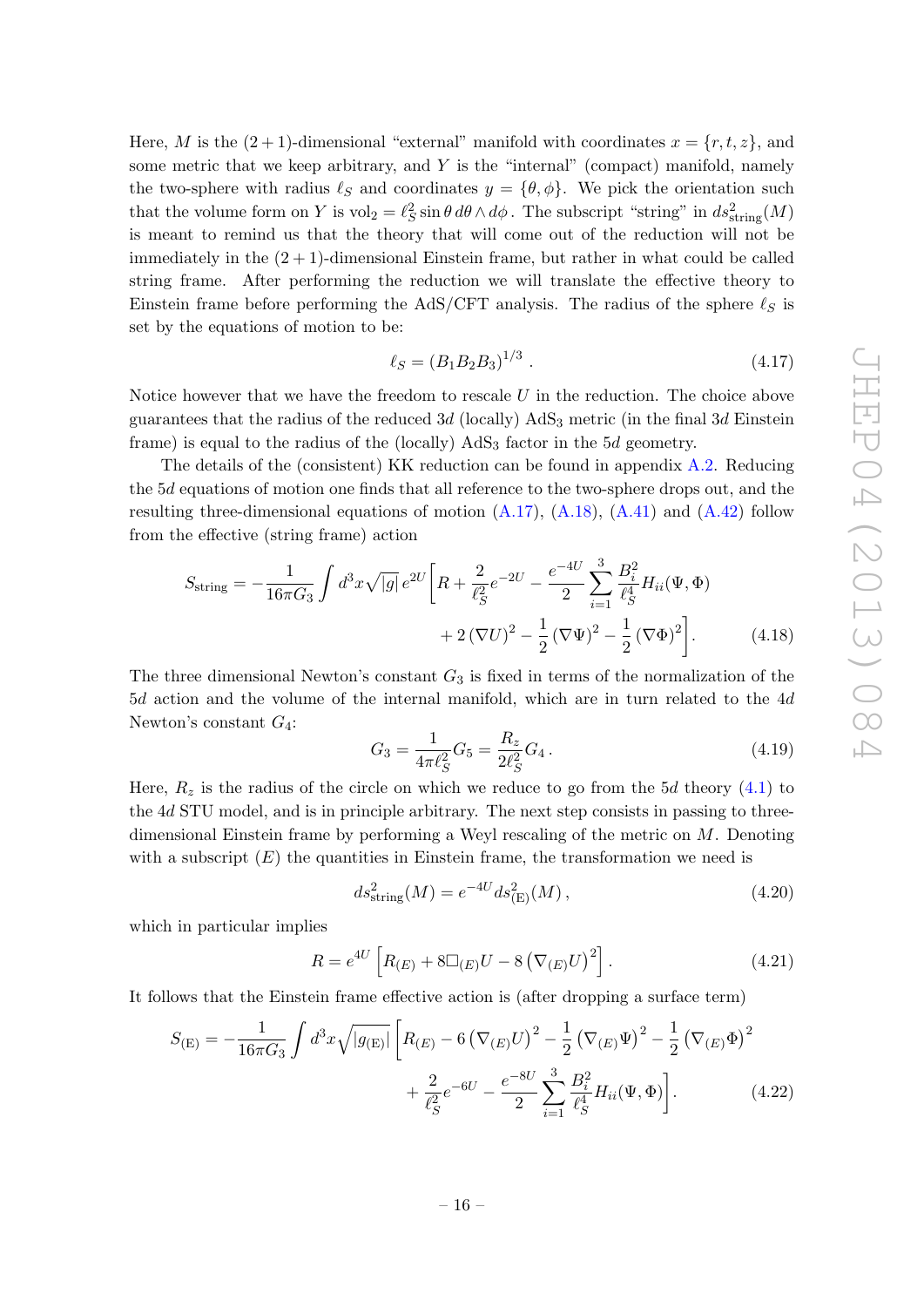Here, $M$ is the $(2+1)$-dimensional "external" manifold with coordinates $x = \{r, t, z\}$, and some metric that we keep arbitrary, and $Y$ is the "internal" (compact) manifold, namely the two-sphere with radius $\ell_S$ and coordinates $y = \{\theta, \phi\}$. We pick the orientation such that the volume form on $Y$ is $\mathrm{vol}_2 = \ell_S^2 \sin\theta \, d\theta \wedge d\phi$. The subscript "string" in $ds^2_{\text{string}}(M)$ is meant to remind us that the theory that will come out of the reduction will not be immediately in the $(2+1)$-dimensional Einstein frame, but rather in what could be called string frame. After performing the reduction we will translate the effective theory to Einstein frame before performing the AdS/CFT analysis. The radius of the sphere $\ell_S$ is set by the equations of motion to be:

$$\ell_S = (B_1 B_2 B_3)^{1/3} \,. \tag{4.17}$$

Notice however that we have the freedom to rescale $U$ in the reduction. The choice above guarantees that the radius of the reduced $3d$ (locally) AdS$_3$ metric (in the final $3d$ Einstein frame) is equal to the radius of the (locally) AdS$_3$ factor in the $5d$ geometry.

The details of the (consistent) KK reduction can be found in appendix A.2. Reducing the $5d$ equations of motion one finds that all reference to the two-sphere drops out, and the resulting three-dimensional equations of motion (A.17), (A.18), (A.41) and (A.42) follow from the effective (string frame) action

$$S_{\text{string}} = -\frac{1}{16\pi G_3} \int d^3x \sqrt{|g|}\, e^{2U} \bigg[ R + \frac{2}{\ell_S^2} e^{-2U} - \frac{e^{-4U}}{2} \sum_{i=1}^{3} \frac{B_i^2}{\ell_S^4} H_{ii}(\Psi, \Phi) \\ + 2\,(\nabla U)^2 - \frac{1}{2}\,(\nabla \Psi)^2 - \frac{1}{2}\,(\nabla \Phi)^2 \bigg]. \tag{4.18}$$

The three dimensional Newton's constant $G_3$ is fixed in terms of the normalization of the $5d$ action and the volume of the internal manifold, which are in turn related to the $4d$ Newton's constant $G_4$:

$$G_3 = \frac{1}{4\pi \ell_S^2} G_5 = \frac{R_z}{2\ell_S^2} G_4 \,. \tag{4.19}$$

Here, $R_z$ is the radius of the circle on which we reduce to go from the $5d$ theory (4.1) to the $4d$ STU model, and is in principle arbitrary. The next step consists in passing to three-dimensional Einstein frame by performing a Weyl rescaling of the metric on $M$. Denoting with a subscript $(E)$ the quantities in Einstein frame, the transformation we need is

$$ds^2_{\text{string}}(M) = e^{-4U} ds^2_{(\text{E})}(M) \,, \tag{4.20}$$

which in particular implies

$$R = e^{4U} \left[ R_{(E)} + 8\Box_{(E)} U - 8\left(\nabla_{(E)} U\right)^2 \right]. \tag{4.21}$$

It follows that the Einstein frame effective action is (after dropping a surface term)

$$S_{(\text{E})} = -\frac{1}{16\pi G_3} \int d^3x \sqrt{|g_{(\text{E})}|} \bigg[ R_{(E)} - 6\left(\nabla_{(E)} U\right)^2 - \frac{1}{2}\left(\nabla_{(E)} \Psi\right)^2 - \frac{1}{2}\left(\nabla_{(E)} \Phi\right)^2 \\ + \frac{2}{\ell_S^2} e^{-6U} - \frac{e^{-8U}}{2} \sum_{i=1}^{3} \frac{B_i^2}{\ell_S^4} H_{ii}(\Psi, \Phi) \bigg]. \tag{4.22}$$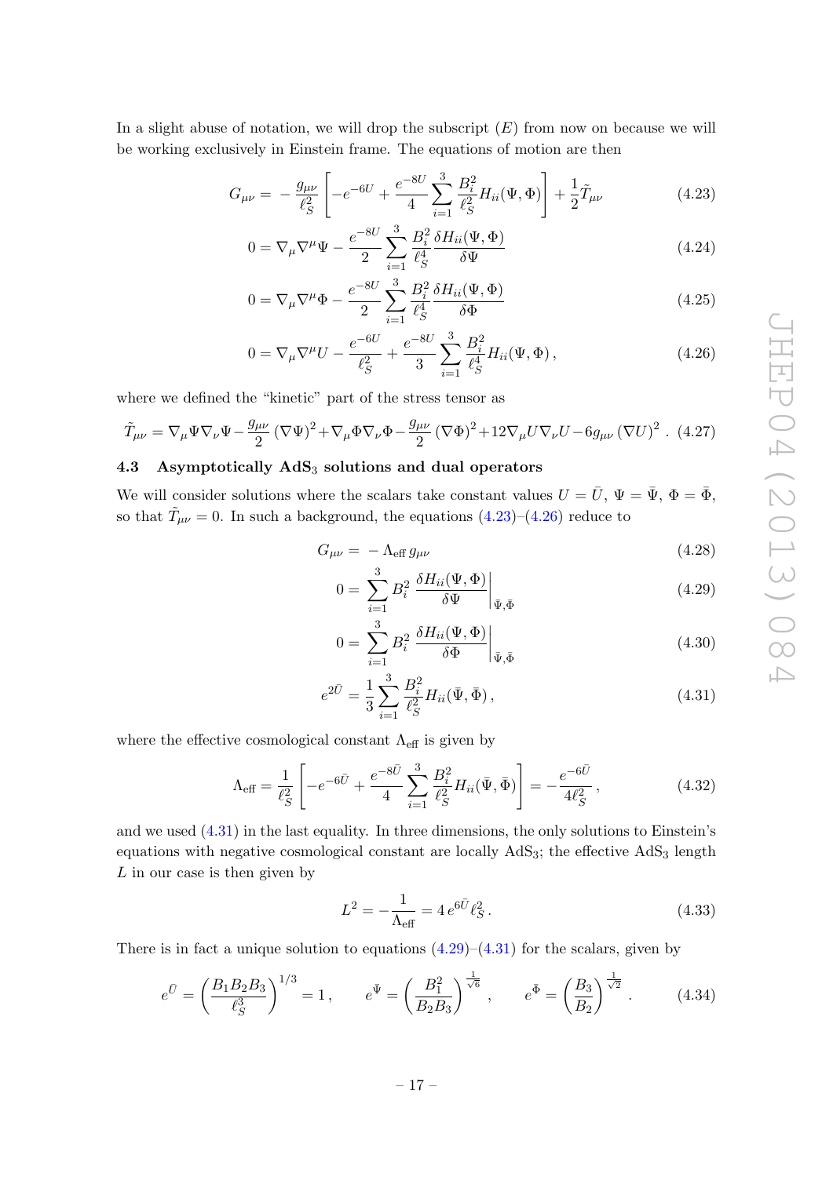In a slight abuse of notation, we will drop the subscript $(E)$ from now on because we will be working exclusively in Einstein frame. The equations of motion are then

$$G_{\mu\nu} = -\frac{g_{\mu\nu}}{\ell_S^2}\left[-e^{-6U} + \frac{e^{-8U}}{4}\sum_{i=1}^{3}\frac{B_i^2}{\ell_S^2}H_{ii}(\Psi,\Phi)\right] + \frac{1}{2}\tilde{T}_{\mu\nu} \tag{4.23}$$

$$0 = \nabla_\mu\nabla^\mu\Psi - \frac{e^{-8U}}{2}\sum_{i=1}^{3}\frac{B_i^2}{\ell_S^4}\frac{\delta H_{ii}(\Psi,\Phi)}{\delta\Psi} \tag{4.24}$$

$$0 = \nabla_\mu\nabla^\mu\Phi - \frac{e^{-8U}}{2}\sum_{i=1}^{3}\frac{B_i^2}{\ell_S^4}\frac{\delta H_{ii}(\Psi,\Phi)}{\delta\Phi} \tag{4.25}$$

$$0 = \nabla_\mu\nabla^\mu U - \frac{e^{-6U}}{\ell_S^2} + \frac{e^{-8U}}{3}\sum_{i=1}^{3}\frac{B_i^2}{\ell_S^4}H_{ii}(\Psi,\Phi)\,, \tag{4.26}$$

where we defined the "kinetic" part of the stress tensor as

$$\tilde{T}_{\mu\nu} = \nabla_\mu\Psi\nabla_\nu\Psi - \frac{g_{\mu\nu}}{2}(\nabla\Psi)^2 + \nabla_\mu\Phi\nabla_\nu\Phi - \frac{g_{\mu\nu}}{2}(\nabla\Phi)^2 + 12\nabla_\mu U\nabla_\nu U - 6g_{\mu\nu}(\nabla U)^2\,. \tag{4.27}$$

### 4.3 Asymptotically AdS$_3$ solutions and dual operators

We will consider solutions where the scalars take constant values $U = \bar{U}$, $\Psi = \bar{\Psi}$, $\Phi = \bar{\Phi}$, so that $\tilde{T}_{\mu\nu} = 0$. In such a background, the equations (4.23)–(4.26) reduce to

$$G_{\mu\nu} = -\Lambda_{\text{eff}}\, g_{\mu\nu} \tag{4.28}$$

$$0 = \sum_{i=1}^{3}B_i^2\left.\frac{\delta H_{ii}(\Psi,\Phi)}{\delta\Psi}\right|_{\bar{\Psi},\bar{\Phi}} \tag{4.29}$$

$$0 = \sum_{i=1}^{3}B_i^2\left.\frac{\delta H_{ii}(\Psi,\Phi)}{\delta\Phi}\right|_{\bar{\Psi},\bar{\Phi}} \tag{4.30}$$

$$e^{2\bar{U}} = \frac{1}{3}\sum_{i=1}^{3}\frac{B_i^2}{\ell_S^2}H_{ii}(\bar{\Psi},\bar{\Phi})\,, \tag{4.31}$$

where the effective cosmological constant $\Lambda_{\text{eff}}$ is given by

$$\Lambda_{\text{eff}} = \frac{1}{\ell_S^2}\left[-e^{-6\bar{U}} + \frac{e^{-8\bar{U}}}{4}\sum_{i=1}^{3}\frac{B_i^2}{\ell_S^2}H_{ii}(\bar{\Psi},\bar{\Phi})\right] = -\frac{e^{-6\bar{U}}}{4\ell_S^2}\,, \tag{4.32}$$

and we used (4.31) in the last equality. In three dimensions, the only solutions to Einstein's equations with negative cosmological constant are locally AdS$_3$; the effective AdS$_3$ length $L$ in our case is then given by

$$L^2 = -\frac{1}{\Lambda_{\text{eff}}} = 4\,e^{6\bar{U}}\ell_S^2\,. \tag{4.33}$$

There is in fact a unique solution to equations (4.29)–(4.31) for the scalars, given by

$$e^{\bar{U}} = \left(\frac{B_1B_2B_3}{\ell_S^3}\right)^{1/3} = 1\,, \qquad e^{\bar{\Psi}} = \left(\frac{B_1^2}{B_2B_3}\right)^{\frac{1}{\sqrt{6}}}\,, \qquad e^{\bar{\Phi}} = \left(\frac{B_3}{B_2}\right)^{\frac{1}{\sqrt{2}}}\,. \tag{4.34}$$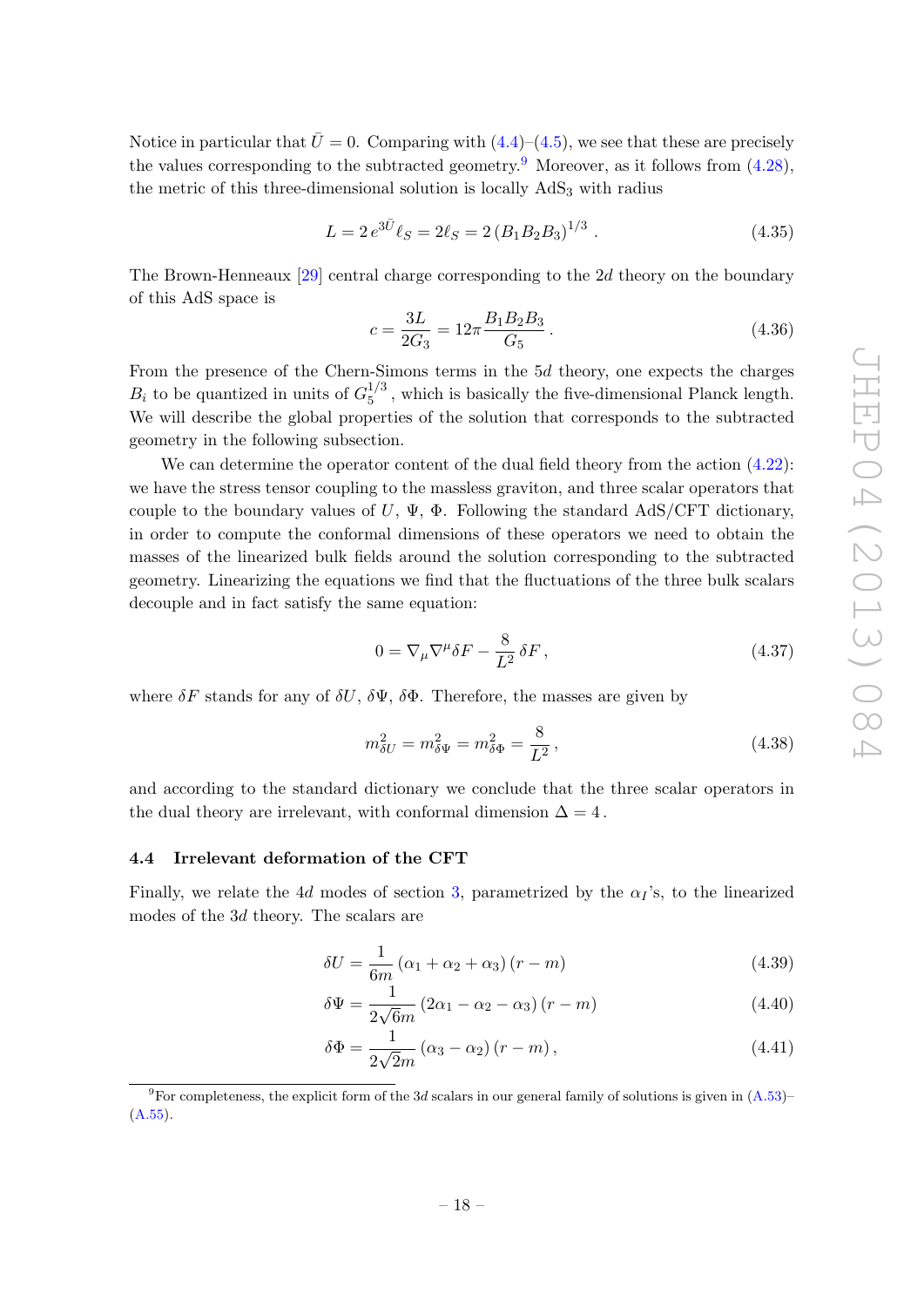Notice in particular that $\bar{U} = 0$. Comparing with (4.4)–(4.5), we see that these are precisely the values corresponding to the subtracted geometry.[9] Moreover, as it follows from (4.28), the metric of this three-dimensional solution is locally $\mathrm{AdS}_3$ with radius

$$L = 2\, e^{3\bar{U}} \ell_S = 2\ell_S = 2\,(B_1 B_2 B_3)^{1/3}\,. \tag{4.35}$$

The Brown-Henneaux [29] central charge corresponding to the $2d$ theory on the boundary of this AdS space is

$$c = \frac{3L}{2G_3} = 12\pi \frac{B_1 B_2 B_3}{G_5}\,. \tag{4.36}$$

From the presence of the Chern-Simons terms in the $5d$ theory, one expects the charges $B_i$ to be quantized in units of $G_5^{1/3}$, which is basically the five-dimensional Planck length. We will describe the global properties of the solution that corresponds to the subtracted geometry in the following subsection.

We can determine the operator content of the dual field theory from the action (4.22): we have the stress tensor coupling to the massless graviton, and three scalar operators that couple to the boundary values of $U$, $\Psi$, $\Phi$. Following the standard AdS/CFT dictionary, in order to compute the conformal dimensions of these operators we need to obtain the masses of the linearized bulk fields around the solution corresponding to the subtracted geometry. Linearizing the equations we find that the fluctuations of the three bulk scalars decouple and in fact satisfy the same equation:

$$0 = \nabla_\mu \nabla^\mu \delta F - \frac{8}{L^2}\, \delta F\,, \tag{4.37}$$

where $\delta F$ stands for any of $\delta U$, $\delta\Psi$, $\delta\Phi$. Therefore, the masses are given by

$$m^2_{\delta U} = m^2_{\delta\Psi} = m^2_{\delta\Phi} = \frac{8}{L^2}\,, \tag{4.38}$$

and according to the standard dictionary we conclude that the three scalar operators in the dual theory are irrelevant, with conformal dimension $\Delta = 4$.

### 4.4 Irrelevant deformation of the CFT

Finally, we relate the $4d$ modes of section 3, parametrized by the $\alpha_I$'s, to the linearized modes of the $3d$ theory. The scalars are

$$\delta U = \frac{1}{6m}\,(\alpha_1 + \alpha_2 + \alpha_3)\,(r - m) \tag{4.39}$$

$$\delta\Psi = \frac{1}{2\sqrt{6}m}\,(2\alpha_1 - \alpha_2 - \alpha_3)\,(r - m) \tag{4.40}$$

$$\delta\Phi = \frac{1}{2\sqrt{2}m}\,(\alpha_3 - \alpha_2)\,(r - m)\,, \tag{4.41}$$

[9] For completeness, the explicit form of the $3d$ scalars in our general family of solutions is given in (A.53)–(A.55).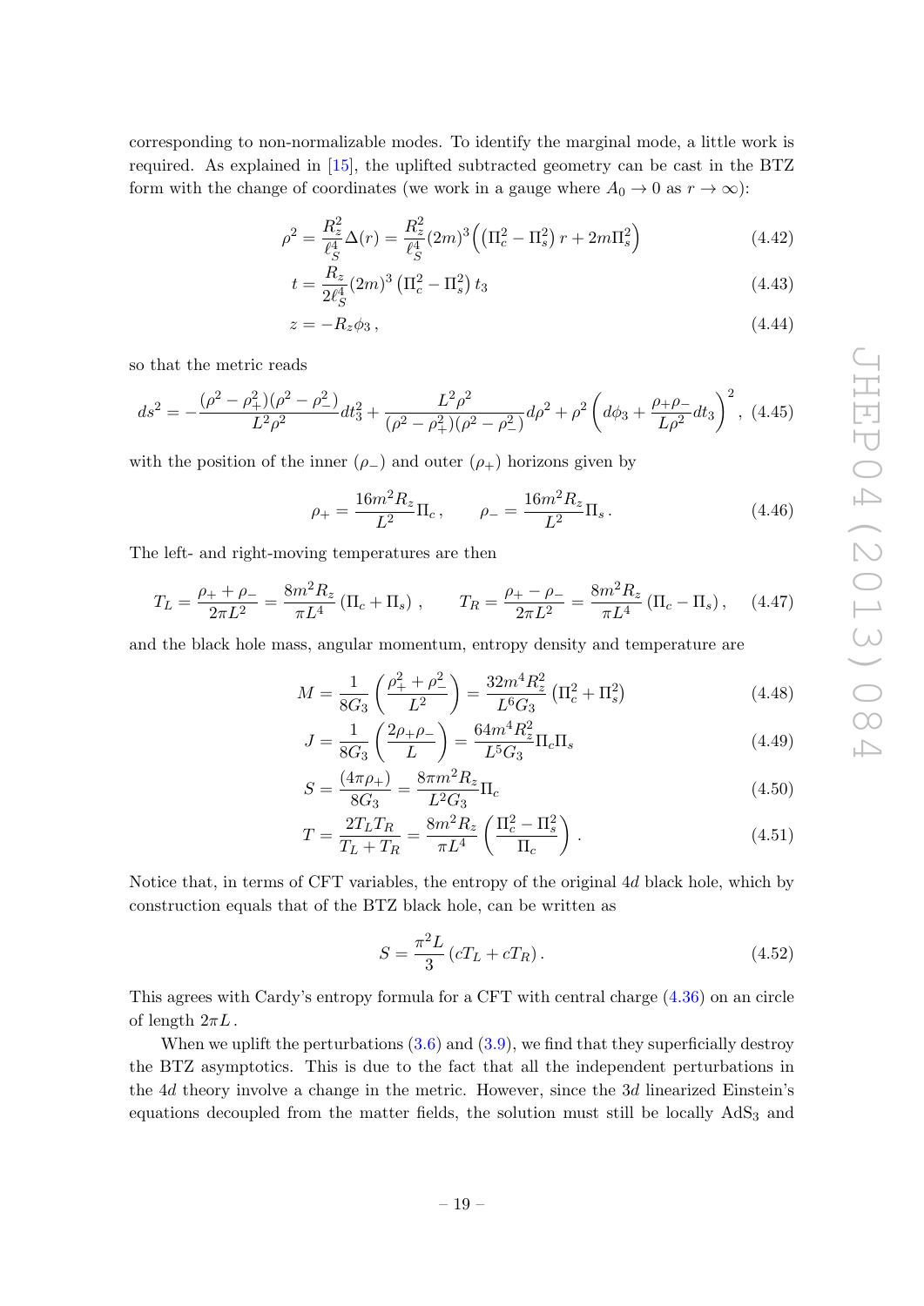corresponding to non-normalizable modes. To identify the marginal mode, a little work is required. As explained in [15], the uplifted subtracted geometry can be cast in the BTZ form with the change of coordinates (we work in a gauge where $A_0 \to 0$ as $r \to \infty$):

$$\rho^2 = \frac{R_z^2}{\ell_S^4}\Delta(r) = \frac{R_z^2}{\ell_S^4}(2m)^3\Big(\left(\Pi_c^2 - \Pi_s^2\right) r + 2m\Pi_s^2\Big) \tag{4.42}$$

$$t = \frac{R_z}{2\ell_S^4}(2m)^3\left(\Pi_c^2 - \Pi_s^2\right) t_3 \tag{4.43}$$

$$z = -R_z\phi_3\,, \tag{4.44}$$

so that the metric reads

$$ds^2 = -\frac{(\rho^2-\rho_+^2)(\rho^2-\rho_-^2)}{L^2\rho^2}dt_3^2 + \frac{L^2\rho^2}{(\rho^2-\rho_+^2)(\rho^2-\rho_-^2)}d\rho^2 + \rho^2\left(d\phi_3 + \frac{\rho_+\rho_-}{L\rho^2}dt_3\right)^2, \tag{4.45}$$

with the position of the inner ($\rho_-$) and outer ($\rho_+$) horizons given by

$$\rho_+ = \frac{16m^2R_z}{L^2}\Pi_c\,, \qquad \rho_- = \frac{16m^2R_z}{L^2}\Pi_s\,. \tag{4.46}$$

The left- and right-moving temperatures are then

$$T_L = \frac{\rho_+ + \rho_-}{2\pi L^2} = \frac{8m^2R_z}{\pi L^4}\left(\Pi_c + \Pi_s\right)\,, \qquad T_R = \frac{\rho_+ - \rho_-}{2\pi L^2} = \frac{8m^2R_z}{\pi L^4}\left(\Pi_c - \Pi_s\right), \tag{4.47}$$

and the black hole mass, angular momentum, entropy density and temperature are

$$M = \frac{1}{8G_3}\left(\frac{\rho_+^2+\rho_-^2}{L^2}\right) = \frac{32m^4R_z^2}{L^6G_3}\left(\Pi_c^2 + \Pi_s^2\right) \tag{4.48}$$

$$J = \frac{1}{8G_3}\left(\frac{2\rho_+\rho_-}{L}\right) = \frac{64m^4R_z^2}{L^5G_3}\Pi_c\Pi_s \tag{4.49}$$

$$S = \frac{(4\pi\rho_+)}{8G_3} = \frac{8\pi m^2R_z}{L^2G_3}\Pi_c \tag{4.50}$$

$$T = \frac{2T_LT_R}{T_L+T_R} = \frac{8m^2R_z}{\pi L^4}\left(\frac{\Pi_c^2-\Pi_s^2}{\Pi_c}\right)\,. \tag{4.51}$$

Notice that, in terms of CFT variables, the entropy of the original $4d$ black hole, which by construction equals that of the BTZ black hole, can be written as

$$S = \frac{\pi^2L}{3}\left(cT_L + cT_R\right). \tag{4.52}$$

This agrees with Cardy's entropy formula for a CFT with central charge (4.36) on an circle of length $2\pi L$.

When we uplift the perturbations (3.6) and (3.9), we find that they superficially destroy the BTZ asymptotics. This is due to the fact that all the independent perturbations in the $4d$ theory involve a change in the metric. However, since the $3d$ linearized Einstein's equations decoupled from the matter fields, the solution must still be locally $\mathrm{AdS}_3$ and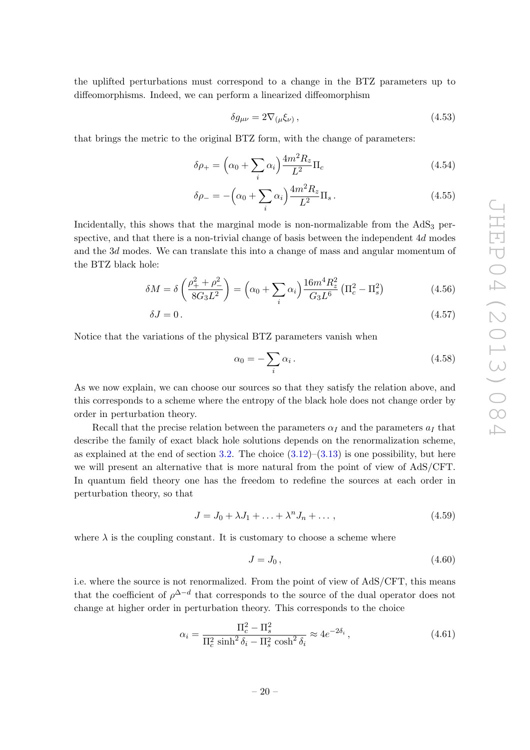the uplifted perturbations must correspond to a change in the BTZ parameters up to diffeomorphisms. Indeed, we can perform a linearized diffeomorphism

$$\delta g_{\mu\nu} = 2\nabla_{(\mu}\xi_{\nu)}\,, \tag{4.53}$$

that brings the metric to the original BTZ form, with the change of parameters:

$$\delta\rho_+ = \Big(\alpha_0 + \sum_i \alpha_i\Big)\frac{4m^2 R_z}{L^2}\Pi_c \tag{4.54}$$

$$\delta\rho_- = -\Big(\alpha_0 + \sum_i \alpha_i\Big)\frac{4m^2 R_z}{L^2}\Pi_s\,. \tag{4.55}$$

Incidentally, this shows that the marginal mode is non-normalizable from the AdS$_3$ perspective, and that there is a non-trivial change of basis between the independent $4d$ modes and the $3d$ modes. We can translate this into a change of mass and angular momentum of the BTZ black hole:

$$\delta M = \delta\left(\frac{\rho_+^2 + \rho_-^2}{8G_3 L^2}\right) = \Big(\alpha_0 + \sum_i \alpha_i\Big)\frac{16 m^4 R_z^2}{G_3 L^6}\left(\Pi_c^2 - \Pi_s^2\right) \tag{4.56}$$

$$\delta J = 0\,. \tag{4.57}$$

Notice that the variations of the physical BTZ parameters vanish when

$$\alpha_0 = -\sum_i \alpha_i\,. \tag{4.58}$$

As we now explain, we can choose our sources so that they satisfy the relation above, and this corresponds to a scheme where the entropy of the black hole does not change order by order in perturbation theory.

Recall that the precise relation between the parameters $\alpha_I$ and the parameters $a_I$ that describe the family of exact black hole solutions depends on the renormalization scheme, as explained at the end of section 3.2. The choice (3.12)–(3.13) is one possibility, but here we will present an alternative that is more natural from the point of view of AdS/CFT. In quantum field theory one has the freedom to redefine the sources at each order in perturbation theory, so that

$$J = J_0 + \lambda J_1 + \ldots + \lambda^n J_n + \ldots\,, \tag{4.59}$$

where $\lambda$ is the coupling constant. It is customary to choose a scheme where

$$J = J_0\,, \tag{4.60}$$

i.e. where the source is not renormalized. From the point of view of AdS/CFT, this means that the coefficient of $\rho^{\Delta-d}$ that corresponds to the source of the dual operator does not change at higher order in perturbation theory. This corresponds to the choice

$$\alpha_i = \frac{\Pi_c^2 - \Pi_s^2}{\Pi_c^2\sinh^2\delta_i - \Pi_s^2\cosh^2\delta_i} \approx 4e^{-2\delta_i}\,, \tag{4.61}$$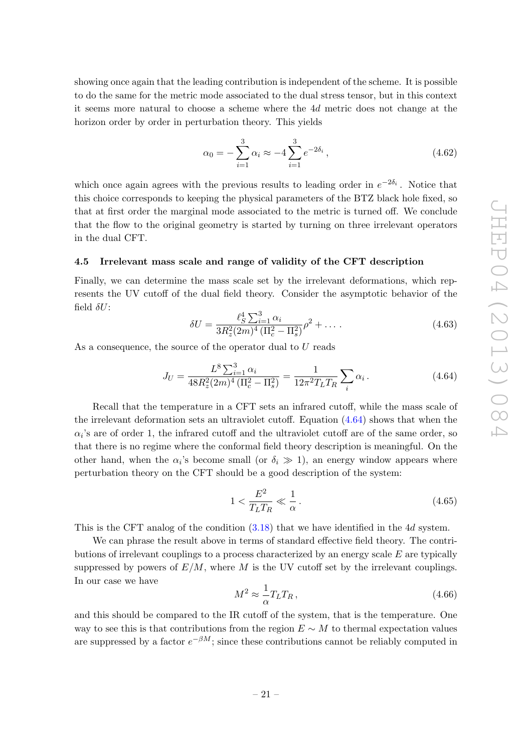showing once again that the leading contribution is independent of the scheme. It is possible to do the same for the metric mode associated to the dual stress tensor, but in this context it seems more natural to choose a scheme where the $4d$ metric does not change at the horizon order by order in perturbation theory. This yields

$$\alpha_0 = -\sum_{i=1}^{3} \alpha_i \approx -4 \sum_{i=1}^{3} e^{-2\delta_i} \,, \tag{4.62}$$

which once again agrees with the previous results to leading order in $e^{-2\delta_i}$. Notice that this choice corresponds to keeping the physical parameters of the BTZ black hole fixed, so that at first order the marginal mode associated to the metric is turned off. We conclude that the flow to the original geometry is started by turning on three irrelevant operators in the dual CFT.

### 4.5 Irrelevant mass scale and range of validity of the CFT description

Finally, we can determine the mass scale set by the irrelevant deformations, which represents the UV cutoff of the dual field theory. Consider the asymptotic behavior of the field $\delta U$:

$$\delta U = \frac{\ell_S^4 \sum_{i=1}^{3} \alpha_i}{3R_z^2 (2m)^4 \left(\Pi_c^2 - \Pi_s^2\right)} \rho^2 + \dots \,. \tag{4.63}$$

As a consequence, the source of the operator dual to $U$ reads

$$J_U = \frac{L^8 \sum_{i=1}^{3} \alpha_i}{48 R_z^2 (2m)^4 \left(\Pi_c^2 - \Pi_s^2\right)} = \frac{1}{12\pi^2 T_L T_R} \sum_i \alpha_i \,. \tag{4.64}$$

Recall that the temperature in a CFT sets an infrared cutoff, while the mass scale of the irrelevant deformation sets an ultraviolet cutoff. Equation (4.64) shows that when the $\alpha_i$'s are of order 1, the infrared cutoff and the ultraviolet cutoff are of the same order, so that there is no regime where the conformal field theory description is meaningful. On the other hand, when the $\alpha_i$'s become small (or $\delta_i \gg 1$), an energy window appears where perturbation theory on the CFT should be a good description of the system:

$$1 < \frac{E^2}{T_L T_R} \ll \frac{1}{\alpha} \,. \tag{4.65}$$

This is the CFT analog of the condition (3.18) that we have identified in the $4d$ system.

We can phrase the result above in terms of standard effective field theory. The contributions of irrelevant couplings to a process characterized by an energy scale $E$ are typically suppressed by powers of $E/M$, where $M$ is the UV cutoff set by the irrelevant couplings. In our case we have

$$M^2 \approx \frac{1}{\alpha} T_L T_R \,, \tag{4.66}$$

and this should be compared to the IR cutoff of the system, that is the temperature. One way to see this is that contributions from the region $E \sim M$ to thermal expectation values are suppressed by a factor $e^{-\beta M}$; since these contributions cannot be reliably computed in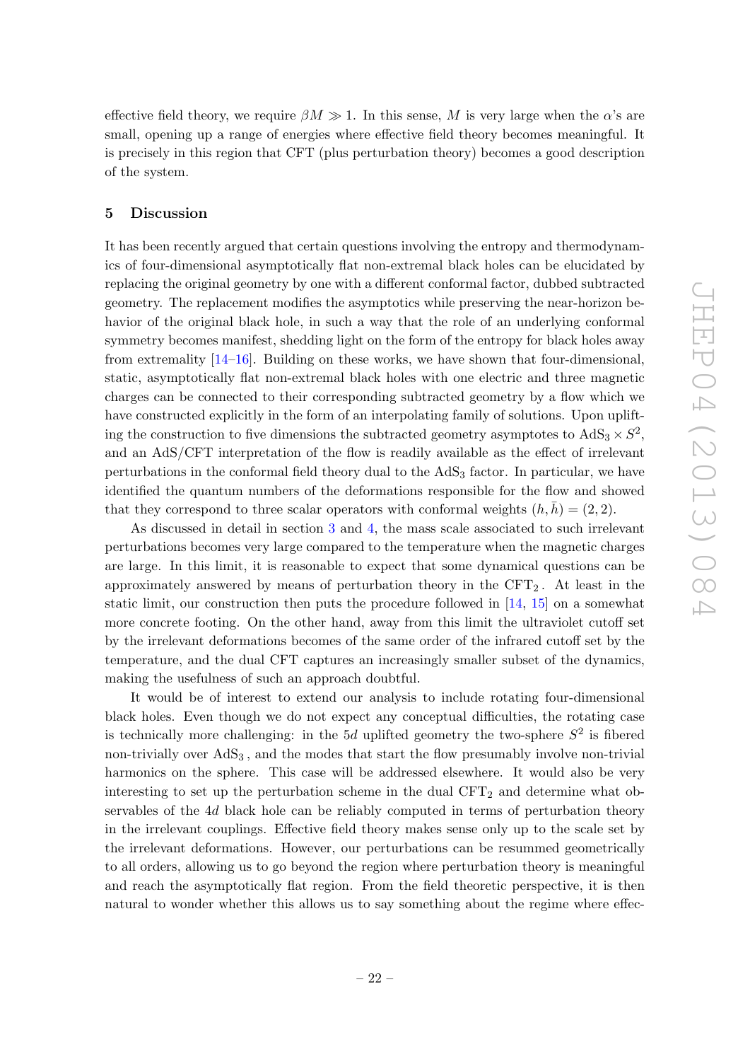effective field theory, we require $\beta M \gg 1$. In this sense, $M$ is very large when the $\alpha$'s are small, opening up a range of energies where effective field theory becomes meaningful. It is precisely in this region that CFT (plus perturbation theory) becomes a good description of the system.

## 5 Discussion

It has been recently argued that certain questions involving the entropy and thermodynamics of four-dimensional asymptotically flat non-extremal black holes can be elucidated by replacing the original geometry by one with a different conformal factor, dubbed subtracted geometry. The replacement modifies the asymptotics while preserving the near-horizon behavior of the original black hole, in such a way that the role of an underlying conformal symmetry becomes manifest, shedding light on the form of the entropy for black holes away from extremality [14–16]. Building on these works, we have shown that four-dimensional, static, asymptotically flat non-extremal black holes with one electric and three magnetic charges can be connected to their corresponding subtracted geometry by a flow which we have constructed explicitly in the form of an interpolating family of solutions. Upon uplifting the construction to five dimensions the subtracted geometry asymptotes to $\mathrm{AdS}_3 \times S^2$, and an AdS/CFT interpretation of the flow is readily available as the effect of irrelevant perturbations in the conformal field theory dual to the $\mathrm{AdS}_3$ factor. In particular, we have identified the quantum numbers of the deformations responsible for the flow and showed that they correspond to three scalar operators with conformal weights $(h, \bar{h}) = (2, 2)$.

As discussed in detail in section 3 and 4, the mass scale associated to such irrelevant perturbations becomes very large compared to the temperature when the magnetic charges are large. In this limit, it is reasonable to expect that some dynamical questions can be approximately answered by means of perturbation theory in the $\mathrm{CFT}_2$. At least in the static limit, our construction then puts the procedure followed in [14, 15] on a somewhat more concrete footing. On the other hand, away from this limit the ultraviolet cutoff set by the irrelevant deformations becomes of the same order of the infrared cutoff set by the temperature, and the dual CFT captures an increasingly smaller subset of the dynamics, making the usefulness of such an approach doubtful.

It would be of interest to extend our analysis to include rotating four-dimensional black holes. Even though we do not expect any conceptual difficulties, the rotating case is technically more challenging: in the $5d$ uplifted geometry the two-sphere $S^2$ is fibered non-trivially over $\mathrm{AdS}_3$, and the modes that start the flow presumably involve non-trivial harmonics on the sphere. This case will be addressed elsewhere. It would also be very interesting to set up the perturbation scheme in the dual $\mathrm{CFT}_2$ and determine what observables of the $4d$ black hole can be reliably computed in terms of perturbation theory in the irrelevant couplings. Effective field theory makes sense only up to the scale set by the irrelevant deformations. However, our perturbations can be resummed geometrically to all orders, allowing us to go beyond the region where perturbation theory is meaningful and reach the asymptotically flat region. From the field theoretic perspective, it is then natural to wonder whether this allows us to say something about the regime where effec-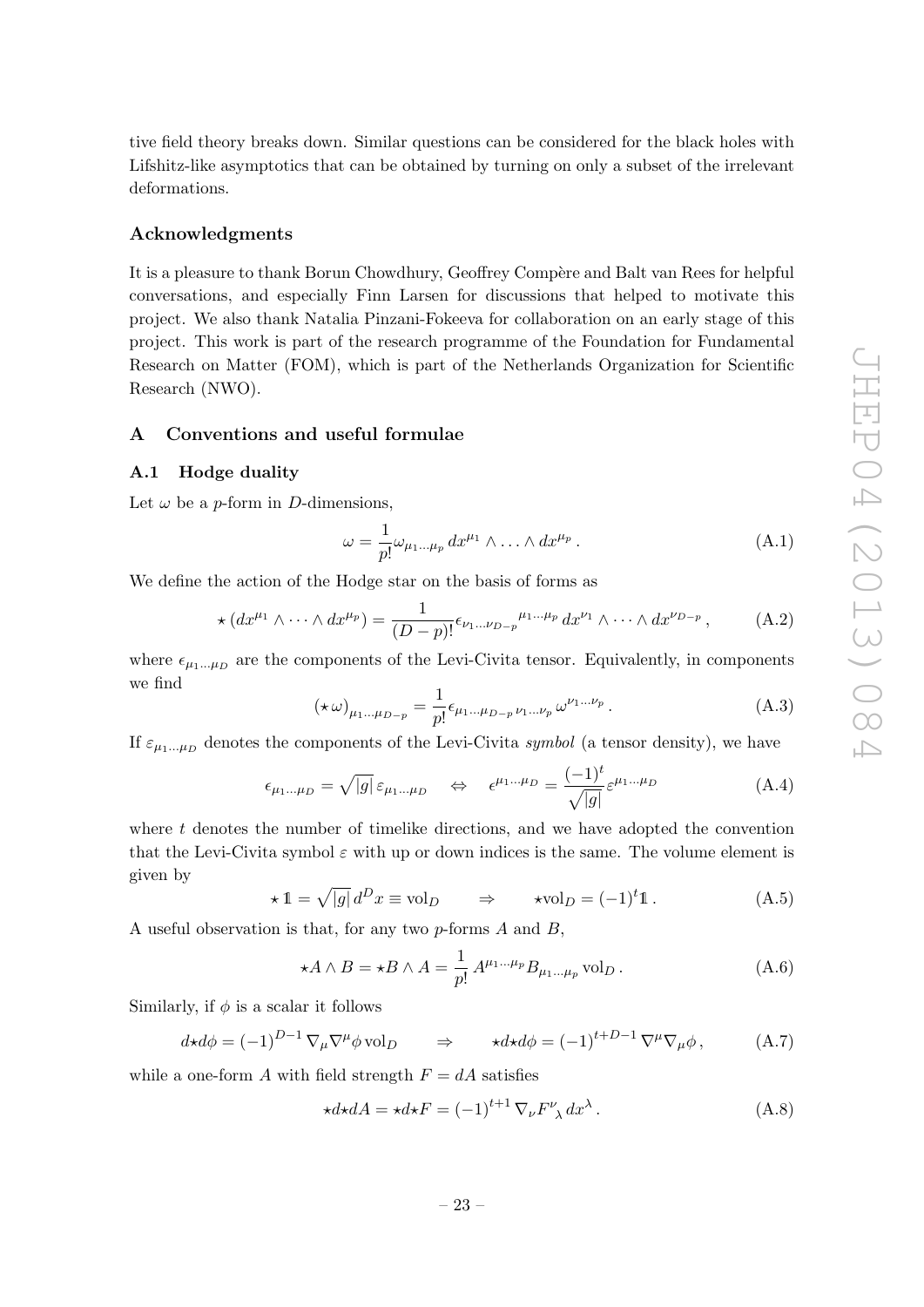tive field theory breaks down. Similar questions can be considered for the black holes with Lifshitz-like asymptotics that can be obtained by turning on only a subset of the irrelevant deformations.

### Acknowledgments

It is a pleasure to thank Borun Chowdhury, Geoffrey Compère and Balt van Rees for helpful conversations, and especially Finn Larsen for discussions that helped to motivate this project. We also thank Natalia Pinzani-Fokeeva for collaboration on an early stage of this project. This work is part of the research programme of the Foundation for Fundamental Research on Matter (FOM), which is part of the Netherlands Organization for Scientific Research (NWO).

## A Conventions and useful formulae

### A.1 Hodge duality

Let $\omega$ be a $p$-form in $D$-dimensions,

$$\omega = \frac{1}{p!}\omega_{\mu_1\ldots\mu_p}\, dx^{\mu_1} \wedge \ldots \wedge dx^{\mu_p}\,. \tag{A.1}$$

We define the action of the Hodge star on the basis of forms as

$$\star\left(dx^{\mu_1} \wedge \cdots \wedge dx^{\mu_p}\right) = \frac{1}{(D-p)!}\epsilon_{\nu_1\ldots\nu_{D-p}}{}^{\mu_1\ldots\mu_p}\, dx^{\nu_1} \wedge \cdots \wedge dx^{\nu_{D-p}}\,, \tag{A.2}$$

where $\epsilon_{\mu_1\ldots\mu_D}$ are the components of the Levi-Civita tensor. Equivalently, in components we find

$$(\star\,\omega)_{\mu_1\ldots\mu_{D-p}} = \frac{1}{p!}\epsilon_{\mu_1\ldots\mu_{D-p}\,\nu_1\ldots\nu_p}\,\omega^{\nu_1\ldots\nu_p}\,. \tag{A.3}$$

If $\varepsilon_{\mu_1\ldots\mu_D}$ denotes the components of the Levi-Civita *symbol* (a tensor density), we have

$$\epsilon_{\mu_1\ldots\mu_D} = \sqrt{|g|}\,\varepsilon_{\mu_1\ldots\mu_D} \quad\Leftrightarrow\quad \epsilon^{\mu_1\ldots\mu_D} = \frac{(-1)^t}{\sqrt{|g|}}\varepsilon^{\mu_1\ldots\mu_D} \tag{A.4}$$

where $t$ denotes the number of timelike directions, and we have adopted the convention that the Levi-Civita symbol $\varepsilon$ with up or down indices is the same. The volume element is given by

$$\star\,1\!\!1 = \sqrt{|g|}\,d^Dx \equiv \mathrm{vol}_D \qquad\Rightarrow\qquad \star\mathrm{vol}_D = (-1)^t 1\!\!1\,. \tag{A.5}$$

A useful observation is that, for any two $p$-forms $A$ and $B$,

$$\star A \wedge B = \star B \wedge A = \frac{1}{p!}\,A^{\mu_1\ldots\mu_p}B_{\mu_1\ldots\mu_p}\,\mathrm{vol}_D\,. \tag{A.6}$$

Similarly, if $\phi$ is a scalar it follows

$$d\star d\phi = (-1)^{D-1}\,\nabla_\mu\nabla^\mu\phi\,\mathrm{vol}_D \qquad\Rightarrow\qquad \star d\star d\phi = (-1)^{t+D-1}\,\nabla^\mu\nabla_\mu\phi\,, \tag{A.7}$$

while a one-form $A$ with field strength $F = dA$ satisfies

$$\star d\star dA = \star d\star F = (-1)^{t+1}\,\nabla_\nu F^\nu{}_\lambda\, dx^\lambda\,. \tag{A.8}$$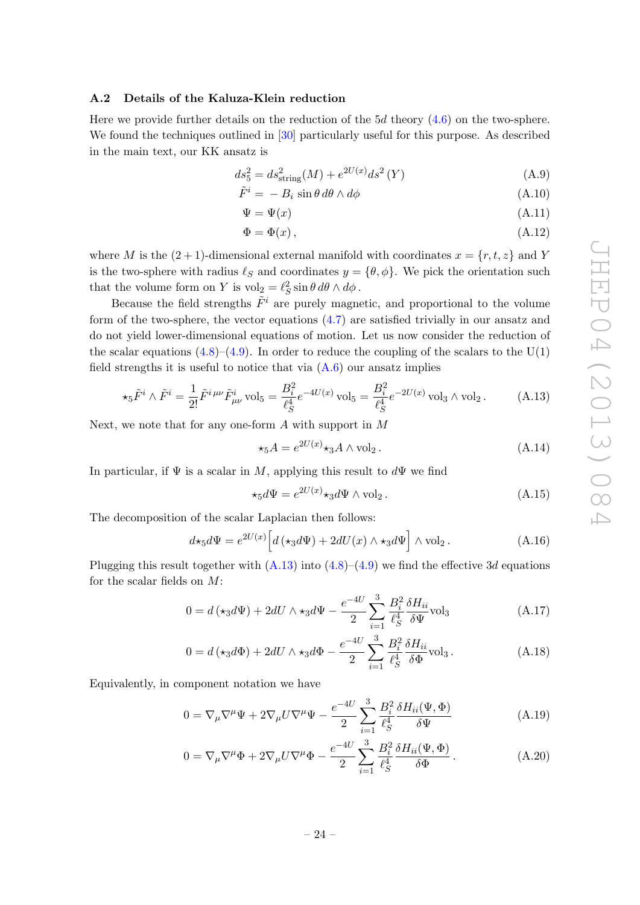### A.2 Details of the Kaluza-Klein reduction

Here we provide further details on the reduction of the 5$d$ theory (4.6) on the two-sphere. We found the techniques outlined in [30] particularly useful for this purpose. As described in the main text, our KK ansatz is

$$ds_5^2 = ds^2_{\text{string}}(M) + e^{2U(x)} ds^2\,(Y) \tag{A.9}$$

$$\tilde{F}^i = -\,B_i\,\sin\theta\, d\theta \wedge d\phi \tag{A.10}$$

$$\Psi = \Psi(x) \tag{A.11}$$

$$\Phi = \Phi(x)\,, \tag{A.12}$$

where $M$ is the $(2+1)$-dimensional external manifold with coordinates $x = \{r, t, z\}$ and $Y$ is the two-sphere with radius $\ell_S$ and coordinates $y = \{\theta, \phi\}$. We pick the orientation such that the volume form on $Y$ is $\text{vol}_2 = \ell_S^2 \sin\theta\, d\theta \wedge d\phi$.

Because the field strengths $\tilde{F}^i$ are purely magnetic, and proportional to the volume form of the two-sphere, the vector equations (4.7) are satisfied trivially in our ansatz and do not yield lower-dimensional equations of motion. Let us now consider the reduction of the scalar equations (4.8)–(4.9). In order to reduce the coupling of the scalars to the U(1) field strengths it is useful to notice that via (A.6) our ansatz implies

$$\star_5 \tilde{F}^i \wedge \tilde{F}^i = \frac{1}{2!}\tilde{F}^{i\,\mu\nu}\tilde{F}^i_{\mu\nu}\,\text{vol}_5 = \frac{B_i^2}{\ell_S^4} e^{-4U(x)}\,\text{vol}_5 = \frac{B_i^2}{\ell_S^4} e^{-2U(x)}\,\text{vol}_3 \wedge \text{vol}_2\,. \tag{A.13}$$

Next, we note that for any one-form $A$ with support in $M$

$$\star_5 A = e^{2U(x)} \star_3 A \wedge \text{vol}_2\,. \tag{A.14}$$

In particular, if $\Psi$ is a scalar in $M$, applying this result to $d\Psi$ we find

$$\star_5 d\Psi = e^{2U(x)} \star_3 d\Psi \wedge \text{vol}_2\,. \tag{A.15}$$

The decomposition of the scalar Laplacian then follows:

$$d\star_5 d\Psi = e^{2U(x)} \Big[ d\left(\star_3 d\Psi\right) + 2dU(x) \wedge \star_3 d\Psi \Big] \wedge \text{vol}_2\,. \tag{A.16}$$

Plugging this result together with (A.13) into (4.8)–(4.9) we find the effective 3$d$ equations for the scalar fields on $M$:

$$0 = d\left(\star_3 d\Psi\right) + 2dU \wedge \star_3 d\Psi - \frac{e^{-4U}}{2} \sum_{i=1}^{3} \frac{B_i^2}{\ell_S^4} \frac{\delta H_{ii}}{\delta \Psi} \text{vol}_3 \tag{A.17}$$

$$0 = d\left(\star_3 d\Phi\right) + 2dU \wedge \star_3 d\Phi - \frac{e^{-4U}}{2} \sum_{i=1}^{3} \frac{B_i^2}{\ell_S^4} \frac{\delta H_{ii}}{\delta \Phi} \text{vol}_3\,. \tag{A.18}$$

Equivalently, in component notation we have

$$0 = \nabla_\mu \nabla^\mu \Psi + 2\nabla_\mu U \nabla^\mu \Psi - \frac{e^{-4U}}{2} \sum_{i=1}^{3} \frac{B_i^2}{\ell_S^4} \frac{\delta H_{ii}(\Psi,\Phi)}{\delta \Psi} \tag{A.19}$$

$$0 = \nabla_\mu \nabla^\mu \Phi + 2\nabla_\mu U \nabla^\mu \Phi - \frac{e^{-4U}}{2} \sum_{i=1}^{3} \frac{B_i^2}{\ell_S^4} \frac{\delta H_{ii}(\Psi,\Phi)}{\delta \Phi}\,. \tag{A.20}$$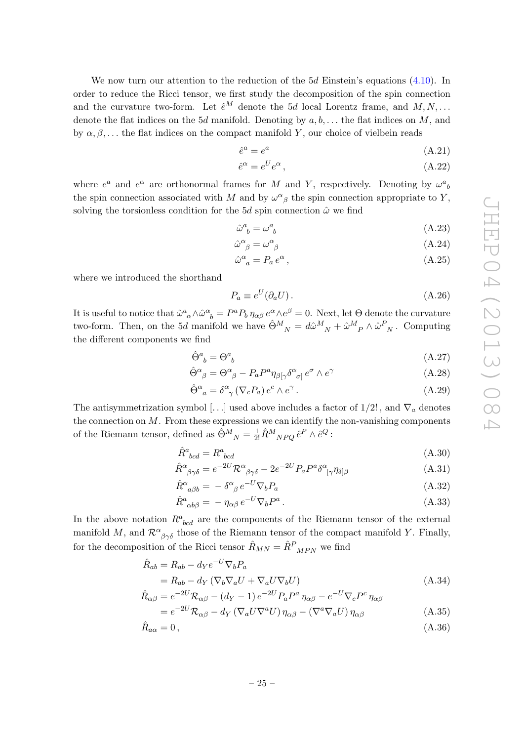We now turn our attention to the reduction of the 5$d$ Einstein's equations (4.10). In order to reduce the Ricci tensor, we first study the decomposition of the spin connection and the curvature two-form. Let $\hat{e}^M$ denote the 5$d$ local Lorentz frame, and $M, N, \ldots$ denote the flat indices on the 5$d$ manifold. Denoting by $a, b, \ldots$ the flat indices on $M$, and by $\alpha, \beta, \ldots$ the flat indices on the compact manifold $Y$, our choice of vielbein reads

$$\hat{e}^a = e^a \tag{A.21}$$

$$\hat{e}^\alpha = e^U e^\alpha \,, \tag{A.22}$$

where $e^a$ and $e^\alpha$ are orthonormal frames for $M$ and $Y$, respectively. Denoting by $\omega^a{}_b$ the spin connection associated with $M$ and by $\omega^\alpha{}_\beta$ the spin connection appropriate to $Y$, solving the torsionless condition for the 5$d$ spin connection $\hat{\omega}$ we find

$$\hat{\omega}^a{}_b = \omega^a{}_b \tag{A.23}$$

$$\hat{\omega}^\alpha{}_\beta = \omega^\alpha{}_\beta \tag{A.24}$$

$$\hat{\omega}^\alpha{}_a = P_a \, e^\alpha \,, \tag{A.25}$$

where we introduced the shorthand

$$P_a \equiv e^U (\partial_a U) \,. \tag{A.26}$$

It is useful to notice that $\hat{\omega}^a{}_\alpha \wedge \hat{\omega}^\alpha{}_b = P^a P_b \, \eta_{\alpha\beta} \, e^\alpha \wedge e^\beta = 0$. Next, let $\Theta$ denote the curvature two-form. Then, on the 5$d$ manifold we have $\hat{\Theta}^M{}_N = d\hat{\omega}^M{}_N + \hat{\omega}^M{}_P \wedge \hat{\omega}^P{}_N$. Computing the different components we find

$$\hat{\Theta}^a{}_b = \Theta^a{}_b \tag{A.27}$$

$$\hat{\Theta}^\alpha{}_\beta = \Theta^\alpha{}_\beta - P_a P^a \eta_{\beta[\gamma} \delta^\alpha{}_{\sigma]} \, e^\sigma \wedge e^\gamma \tag{A.28}$$

$$\hat{\Theta}^\alpha{}_a = \delta^\alpha{}_\gamma \, (\nabla_c P_a) \, e^c \wedge e^\gamma \,. \tag{A.29}$$

The antisymmetrization symbol $[\ldots]$ used above includes a factor of $1/2!$, and $\nabla_a$ denotes the connection on $M$. From these expressions we can identify the non-vanishing components of the Riemann tensor, defined as $\hat{\Theta}^M{}_N = \frac{1}{2!} \hat{R}^M{}_{NPQ} \, \hat{e}^P \wedge \hat{e}^Q$ :

$$\hat{R}^a{}_{bcd} = R^a{}_{bcd} \tag{A.30}$$

$$\hat{R}^\alpha{}_{\beta\gamma\delta} = e^{-2U} \mathcal{R}^\alpha{}_{\beta\gamma\delta} - 2e^{-2U} P_a P^a \delta^\alpha{}_{[\gamma} \eta_{\delta]\beta} \tag{A.31}$$

$$\hat{R}^\alpha{}_{a\beta b} = -\, \delta^\alpha{}_\beta \, e^{-U} \nabla_b P_a \tag{A.32}$$

$$\hat{R}^a{}_{\alpha b \beta} = -\, \eta_{\alpha\beta} \, e^{-U} \nabla_b P^a \,. \tag{A.33}$$

In the above notation $R^a{}_{bcd}$ are the components of the Riemann tensor of the external manifold $M$, and $\mathcal{R}^\alpha{}_{\beta\gamma\delta}$ those of the Riemann tensor of the compact manifold $Y$. Finally, for the decomposition of the Ricci tensor $\hat{R}_{MN} = \hat{R}^P{}_{MPN}$ we find

$$\begin{aligned}
\hat{R}_{ab} &= R_{ab} - d_Y e^{-U} \nabla_b P_a \\
&= R_{ab} - d_Y \left( \nabla_b \nabla_a U + \nabla_a U \nabla_b U \right)
\end{aligned} \tag{A.34}$$

$$\begin{aligned}
\hat{R}_{\alpha\beta} &= e^{-2U} \mathcal{R}_{\alpha\beta} - (d_Y - 1) \, e^{-2U} P_a P^a \, \eta_{\alpha\beta} - e^{-U} \nabla_c P^c \, \eta_{\alpha\beta} \\
&= e^{-2U} \mathcal{R}_{\alpha\beta} - d_Y \left( \nabla_a U \nabla^a U \right) \eta_{\alpha\beta} - \left( \nabla^a \nabla_a U \right) \eta_{\alpha\beta}
\end{aligned} \tag{A.35}$$

$$\hat{R}_{a\alpha} = 0 \,, \tag{A.36}$$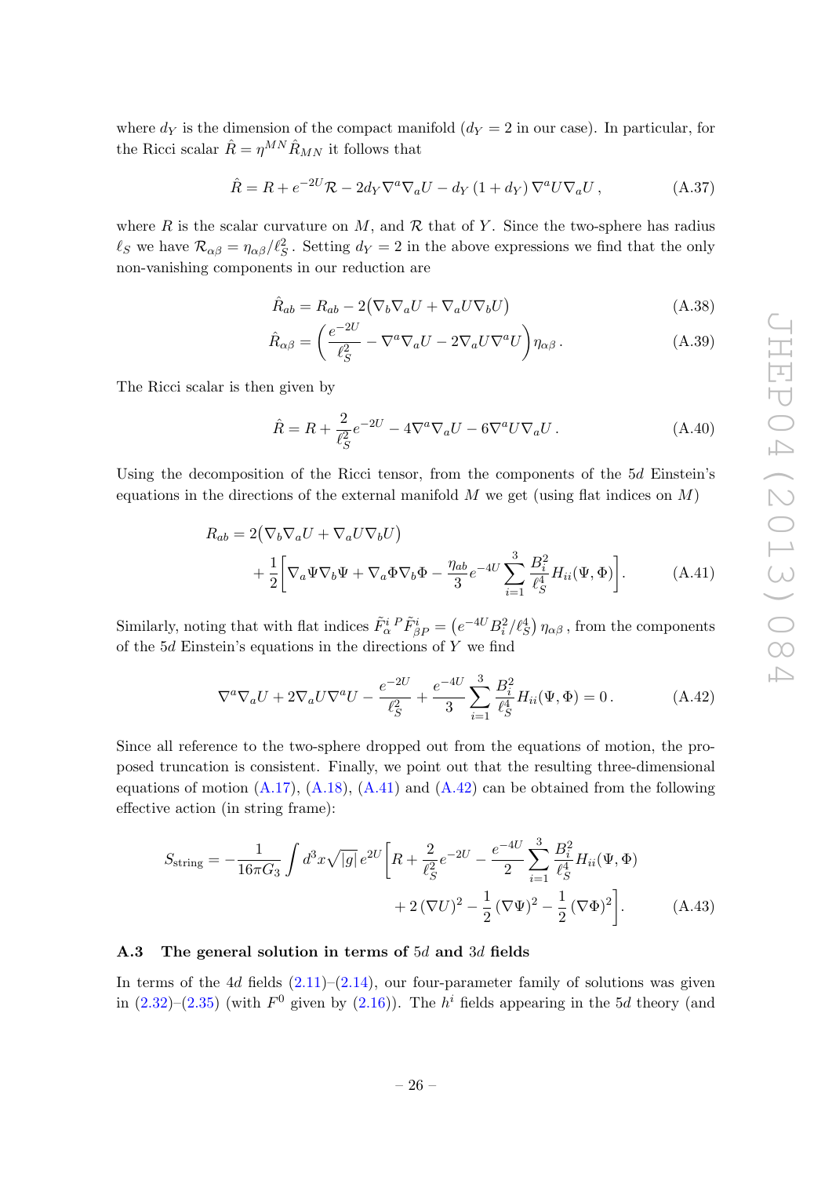where $d_Y$ is the dimension of the compact manifold ($d_Y = 2$ in our case). In particular, for the Ricci scalar $\hat{R} = \eta^{MN}\hat{R}_{MN}$ it follows that

$$\hat{R} = R + e^{-2U}\mathcal{R} - 2d_Y \nabla^a\nabla_a U - d_Y\,(1+d_Y)\,\nabla^a U\nabla_a U\,, \tag{A.37}$$

where $R$ is the scalar curvature on $M$, and $\mathcal{R}$ that of $Y$. Since the two-sphere has radius $\ell_S$ we have $\mathcal{R}_{\alpha\beta} = \eta_{\alpha\beta}/\ell_S^2$. Setting $d_Y = 2$ in the above expressions we find that the only non-vanishing components in our reduction are

$$\hat{R}_{ab} = R_{ab} - 2\big(\nabla_b\nabla_a U + \nabla_a U\nabla_b U\big) \tag{A.38}$$

$$\hat{R}_{\alpha\beta} = \left(\frac{e^{-2U}}{\ell_S^2} - \nabla^a\nabla_a U - 2\nabla_a U\nabla^a U\right)\eta_{\alpha\beta}\,. \tag{A.39}$$

The Ricci scalar is then given by

$$\hat{R} = R + \frac{2}{\ell_S^2}e^{-2U} - 4\nabla^a\nabla_a U - 6\nabla^a U\nabla_a U\,. \tag{A.40}$$

Using the decomposition of the Ricci tensor, from the components of the $5d$ Einstein's equations in the directions of the external manifold $M$ we get (using flat indices on $M$)

$$R_{ab} = 2\big(\nabla_b\nabla_a U + \nabla_a U\nabla_b U\big) + \frac{1}{2}\left[\nabla_a\Psi\nabla_b\Psi + \nabla_a\Phi\nabla_b\Phi - \frac{\eta_{ab}}{3}e^{-4U}\sum_{i=1}^{3}\frac{B_i^2}{\ell_S^4}H_{ii}(\Psi,\Phi)\right]. \tag{A.41}$$

Similarly, noting that with flat indices $\tilde{F}^{i}_{\alpha}{}^{P}\tilde{F}^{i}_{\beta P} = \left(e^{-4U}B_i^2/\ell_S^4\right)\eta_{\alpha\beta}$, from the components of the $5d$ Einstein's equations in the directions of $Y$ we find

$$\nabla^a\nabla_a U + 2\nabla_a U\nabla^a U - \frac{e^{-2U}}{\ell_S^2} + \frac{e^{-4U}}{3}\sum_{i=1}^{3}\frac{B_i^2}{\ell_S^4}H_{ii}(\Psi,\Phi) = 0\,. \tag{A.42}$$

Since all reference to the two-sphere dropped out from the equations of motion, the proposed truncation is consistent. Finally, we point out that the resulting three-dimensional equations of motion (A.17), (A.18), (A.41) and (A.42) can be obtained from the following effective action (in string frame):

$$S_{\text{string}} = -\frac{1}{16\pi G_3}\int d^3x\sqrt{|g|}\,e^{2U}\left[R + \frac{2}{\ell_S^2}e^{-2U} - \frac{e^{-4U}}{2}\sum_{i=1}^{3}\frac{B_i^2}{\ell_S^4}H_{ii}(\Psi,\Phi) + 2\,(\nabla U)^2 - \frac{1}{2}\,(\nabla\Psi)^2 - \frac{1}{2}\,(\nabla\Phi)^2\right]. \tag{A.43}$$

### A.3 The general solution in terms of $5d$ and $3d$ fields

In terms of the $4d$ fields (2.11)–(2.14), our four-parameter family of solutions was given in (2.32)–(2.35) (with $F^0$ given by (2.16)). The $h^i$ fields appearing in the $5d$ theory (and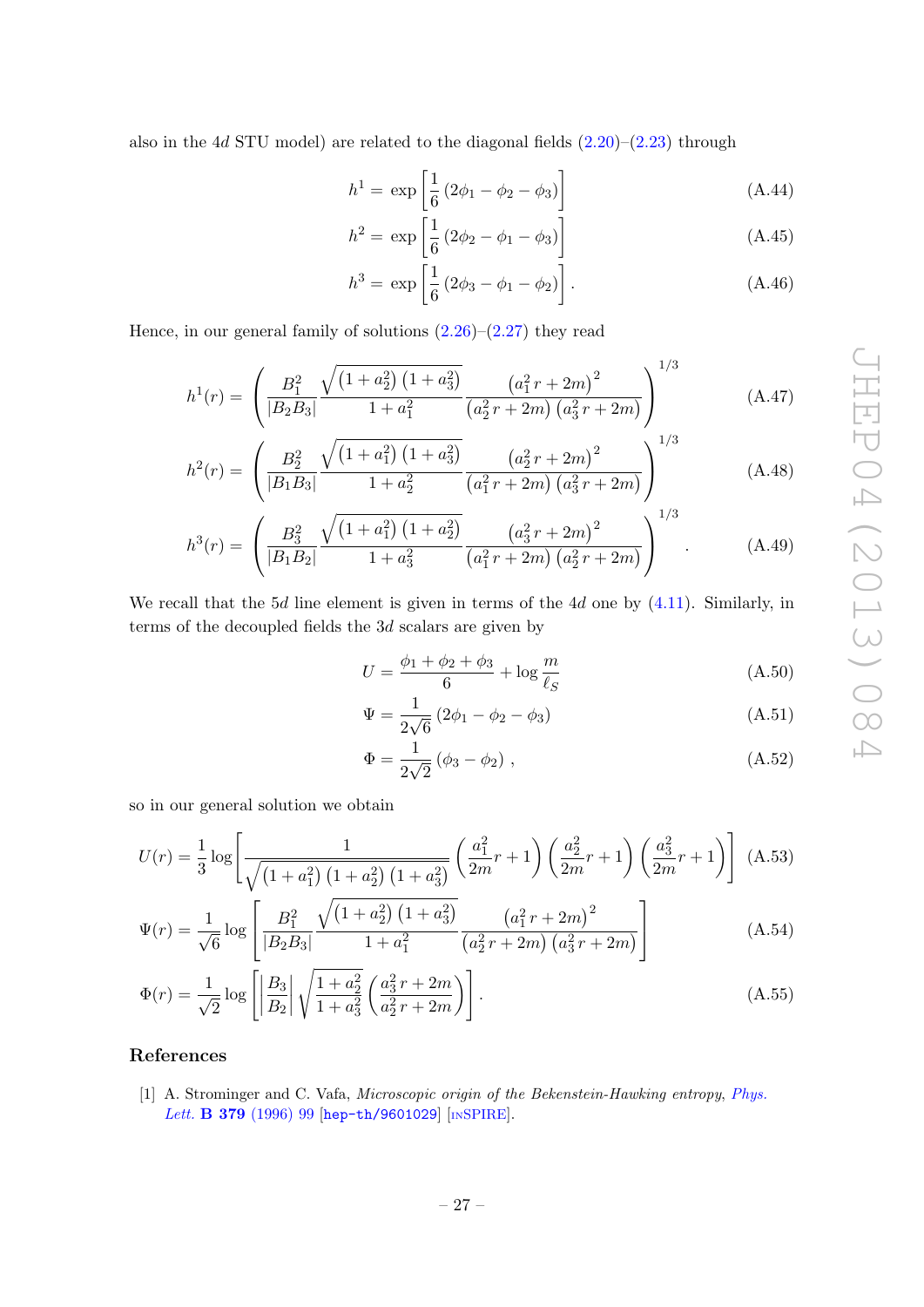also in the $4d$ STU model) are related to the diagonal fields (2.20)–(2.23) through

$$h^1 = \exp\left[\frac{1}{6}\left(2\phi_1 - \phi_2 - \phi_3\right)\right] \tag{A.44}$$

$$h^2 = \exp\left[\frac{1}{6}\left(2\phi_2 - \phi_1 - \phi_3\right)\right] \tag{A.45}$$

$$h^3 = \exp\left[\frac{1}{6}\left(2\phi_3 - \phi_1 - \phi_2\right)\right]. \tag{A.46}$$

Hence, in our general family of solutions (2.26)–(2.27) they read

$$h^1(r) = \left(\frac{B_1^2}{|B_2 B_3|}\frac{\sqrt{\left(1+a_2^2\right)\left(1+a_3^2\right)}}{1+a_1^2}\frac{\left(a_1^2\, r + 2m\right)^2}{\left(a_2^2\, r + 2m\right)\left(a_3^2\, r + 2m\right)}\right)^{1/3} \tag{A.47}$$

$$h^2(r) = \left(\frac{B_2^2}{|B_1 B_3|}\frac{\sqrt{\left(1+a_1^2\right)\left(1+a_3^2\right)}}{1+a_2^2}\frac{\left(a_2^2\, r + 2m\right)^2}{\left(a_1^2\, r + 2m\right)\left(a_3^2\, r + 2m\right)}\right)^{1/3} \tag{A.48}$$

$$h^3(r) = \left(\frac{B_3^2}{|B_1 B_2|}\frac{\sqrt{\left(1+a_1^2\right)\left(1+a_2^2\right)}}{1+a_3^2}\frac{\left(a_3^2\, r + 2m\right)^2}{\left(a_1^2\, r + 2m\right)\left(a_2^2\, r + 2m\right)}\right)^{1/3}. \tag{A.49}$$

We recall that the $5d$ line element is given in terms of the $4d$ one by (4.11). Similarly, in terms of the decoupled fields the $3d$ scalars are given by

$$U = \frac{\phi_1 + \phi_2 + \phi_3}{6} + \log\frac{m}{\ell_S} \tag{A.50}$$

$$\Psi = \frac{1}{2\sqrt{6}}\left(2\phi_1 - \phi_2 - \phi_3\right) \tag{A.51}$$

$$\Phi = \frac{1}{2\sqrt{2}}\left(\phi_3 - \phi_2\right), \tag{A.52}$$

so in our general solution we obtain

$$U(r) = \frac{1}{3}\log\left[\frac{1}{\sqrt{\left(1+a_1^2\right)\left(1+a_2^2\right)\left(1+a_3^2\right)}}\left(\frac{a_1^2}{2m}r+1\right)\left(\frac{a_2^2}{2m}r+1\right)\left(\frac{a_3^2}{2m}r+1\right)\right] \tag{A.53}$$

$$\Psi(r) = \frac{1}{\sqrt{6}}\log\left[\frac{B_1^2}{|B_2 B_3|}\frac{\sqrt{\left(1+a_2^2\right)\left(1+a_3^2\right)}}{1+a_1^2}\frac{\left(a_1^2\, r + 2m\right)^2}{\left(a_2^2\, r + 2m\right)\left(a_3^2\, r + 2m\right)}\right] \tag{A.54}$$

$$\Phi(r) = \frac{1}{\sqrt{2}}\log\left[\left|\frac{B_3}{B_2}\right|\sqrt{\frac{1+a_2^2}{1+a_3^2}}\left(\frac{a_3^2\, r + 2m}{a_2^2\, r + 2m}\right)\right]. \tag{A.55}$$

## References

[1] A. Strominger and C. Vafa, *Microscopic origin of the Bekenstein-Hawking entropy*, *Phys. Lett.* **B 379** (1996) 99 [hep-th/9601029] [INSPIRE].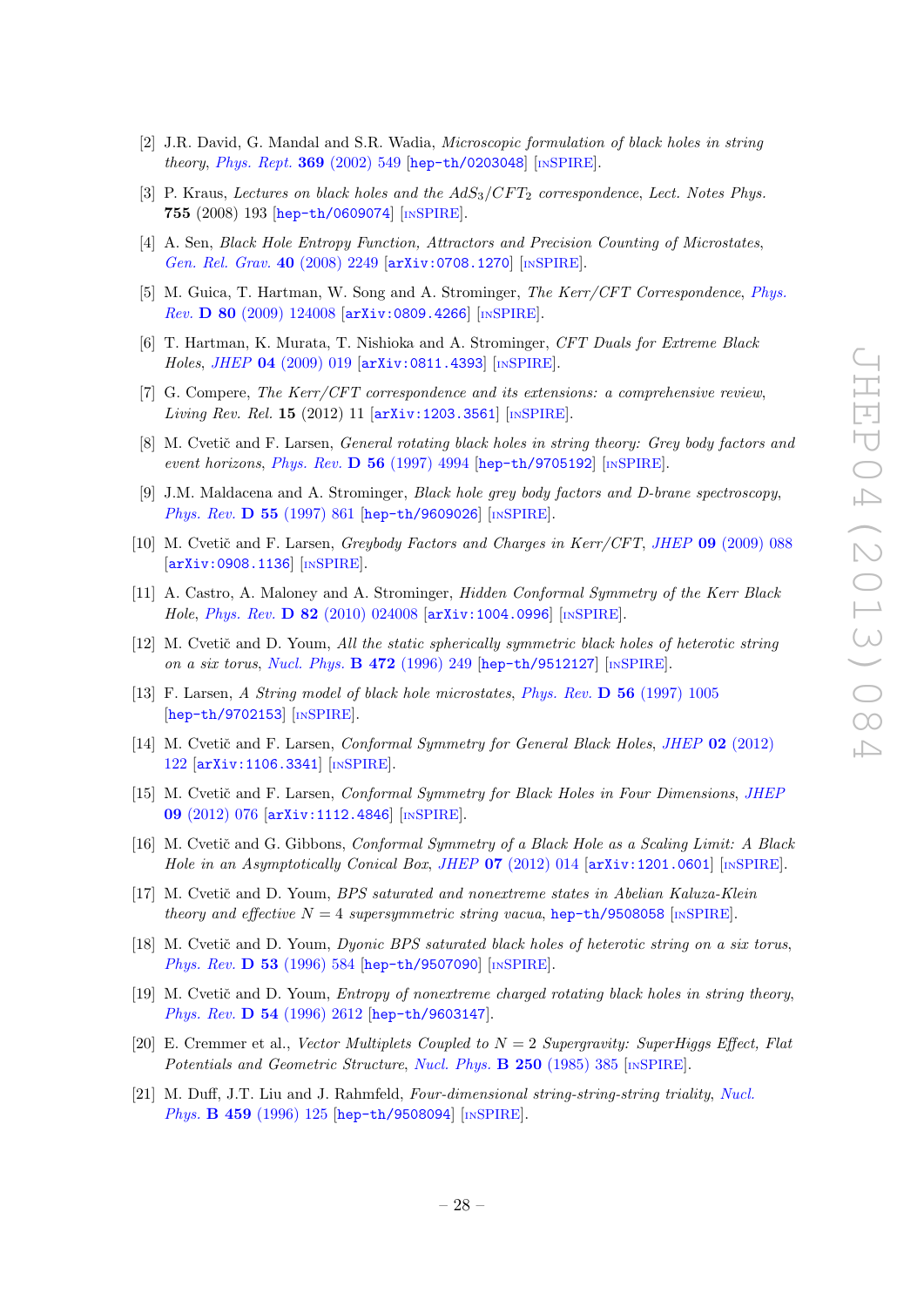[2] J.R. David, G. Mandal and S.R. Wadia, *Microscopic formulation of black holes in string theory*, *Phys. Rept.* **369** (2002) 549 [hep-th/0203048] [INSPIRE].

[3] P. Kraus, *Lectures on black holes and the $AdS_3/CFT_2$ correspondence*, Lect. Notes Phys. **755** (2008) 193 [hep-th/0609074] [INSPIRE].

[4] A. Sen, *Black Hole Entropy Function, Attractors and Precision Counting of Microstates*, *Gen. Rel. Grav.* **40** (2008) 2249 [arXiv:0708.1270] [INSPIRE].

[5] M. Guica, T. Hartman, W. Song and A. Strominger, *The Kerr/CFT Correspondence*, *Phys. Rev.* **D 80** (2009) 124008 [arXiv:0809.4266] [INSPIRE].

[6] T. Hartman, K. Murata, T. Nishioka and A. Strominger, *CFT Duals for Extreme Black Holes*, *JHEP* **04** (2009) 019 [arXiv:0811.4393] [INSPIRE].

[7] G. Compere, *The Kerr/CFT correspondence and its extensions: a comprehensive review*, *Living Rev. Rel.* **15** (2012) 11 [arXiv:1203.3561] [INSPIRE].

[8] M. Cvetič and F. Larsen, *General rotating black holes in string theory: Grey body factors and event horizons*, *Phys. Rev.* **D 56** (1997) 4994 [hep-th/9705192] [INSPIRE].

[9] J.M. Maldacena and A. Strominger, *Black hole grey body factors and D-brane spectroscopy*, *Phys. Rev.* **D 55** (1997) 861 [hep-th/9609026] [INSPIRE].

[10] M. Cvetič and F. Larsen, *Greybody Factors and Charges in Kerr/CFT*, *JHEP* **09** (2009) 088 [arXiv:0908.1136] [INSPIRE].

[11] A. Castro, A. Maloney and A. Strominger, *Hidden Conformal Symmetry of the Kerr Black Hole*, *Phys. Rev.* **D 82** (2010) 024008 [arXiv:1004.0996] [INSPIRE].

[12] M. Cvetič and D. Youm, *All the static spherically symmetric black holes of heterotic string on a six torus*, *Nucl. Phys.* **B 472** (1996) 249 [hep-th/9512127] [INSPIRE].

[13] F. Larsen, *A String model of black hole microstates*, *Phys. Rev.* **D 56** (1997) 1005 [hep-th/9702153] [INSPIRE].

[14] M. Cvetič and F. Larsen, *Conformal Symmetry for General Black Holes*, *JHEP* **02** (2012) 122 [arXiv:1106.3341] [INSPIRE].

[15] M. Cvetič and F. Larsen, *Conformal Symmetry for Black Holes in Four Dimensions*, *JHEP* **09** (2012) 076 [arXiv:1112.4846] [INSPIRE].

[16] M. Cvetič and G. Gibbons, *Conformal Symmetry of a Black Hole as a Scaling Limit: A Black Hole in an Asymptotically Conical Box*, *JHEP* **07** (2012) 014 [arXiv:1201.0601] [INSPIRE].

[17] M. Cvetič and D. Youm, *BPS saturated and nonextreme states in Abelian Kaluza-Klein theory and effective $N = 4$ supersymmetric string vacua*, hep-th/9508058 [INSPIRE].

[18] M. Cvetič and D. Youm, *Dyonic BPS saturated black holes of heterotic string on a six torus*, *Phys. Rev.* **D 53** (1996) 584 [hep-th/9507090] [INSPIRE].

[19] M. Cvetič and D. Youm, *Entropy of nonextreme charged rotating black holes in string theory*, *Phys. Rev.* **D 54** (1996) 2612 [hep-th/9603147].

[20] E. Cremmer et al., *Vector Multiplets Coupled to $N = 2$ Supergravity: SuperHiggs Effect, Flat Potentials and Geometric Structure*, *Nucl. Phys.* **B 250** (1985) 385 [INSPIRE].

[21] M. Duff, J.T. Liu and J. Rahmfeld, *Four-dimensional string-string-string triality*, *Nucl. Phys.* **B 459** (1996) 125 [hep-th/9508094] [INSPIRE].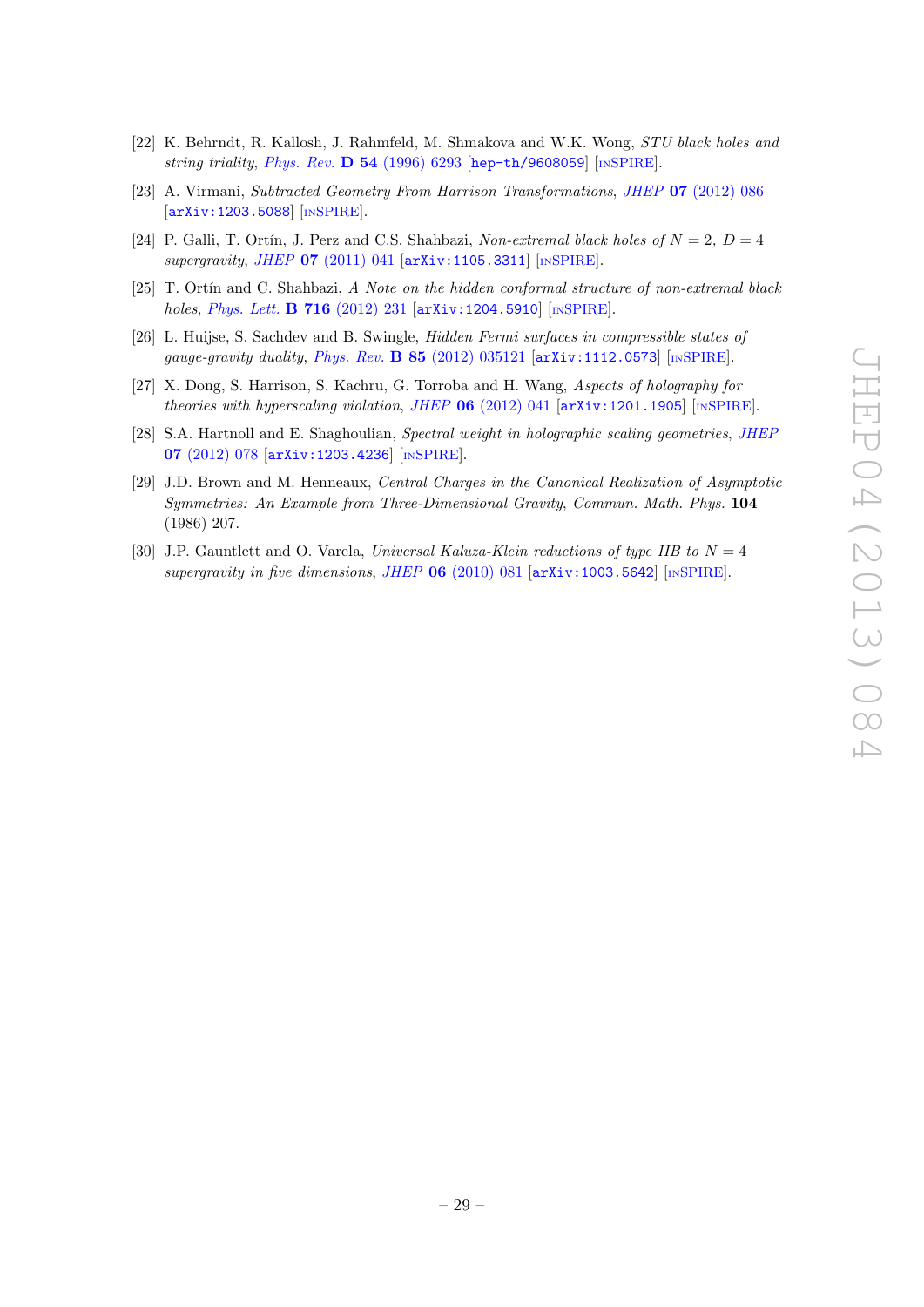- [22] K. Behrndt, R. Kallosh, J. Rahmfeld, M. Shmakova and W.K. Wong, *STU black holes and string triality*, *Phys. Rev.* **D 54** (1996) 6293 [hep-th/9608059] [INSPIRE].
- [23] A. Virmani, *Subtracted Geometry From Harrison Transformations*, *JHEP* **07** (2012) 086 [arXiv:1203.5088] [INSPIRE].
- [24] P. Galli, T. Ortín, J. Perz and C.S. Shahbazi, *Non-extremal black holes of $N = 2$, $D = 4$ supergravity*, *JHEP* **07** (2011) 041 [arXiv:1105.3311] [INSPIRE].
- [25] T. Ortín and C. Shahbazi, *A Note on the hidden conformal structure of non-extremal black holes*, *Phys. Lett.* **B 716** (2012) 231 [arXiv:1204.5910] [INSPIRE].
- [26] L. Huijse, S. Sachdev and B. Swingle, *Hidden Fermi surfaces in compressible states of gauge-gravity duality*, *Phys. Rev.* **B 85** (2012) 035121 [arXiv:1112.0573] [INSPIRE].
- [27] X. Dong, S. Harrison, S. Kachru, G. Torroba and H. Wang, *Aspects of holography for theories with hyperscaling violation*, *JHEP* **06** (2012) 041 [arXiv:1201.1905] [INSPIRE].
- [28] S.A. Hartnoll and E. Shaghoulian, *Spectral weight in holographic scaling geometries*, *JHEP* **07** (2012) 078 [arXiv:1203.4236] [INSPIRE].
- [29] J.D. Brown and M. Henneaux, *Central Charges in the Canonical Realization of Asymptotic Symmetries: An Example from Three-Dimensional Gravity*, *Commun. Math. Phys.* **104** (1986) 207.
- [30] J.P. Gauntlett and O. Varela, *Universal Kaluza-Klein reductions of type IIB to $N = 4$ supergravity in five dimensions*, *JHEP* **06** (2010) 081 [arXiv:1003.5642] [INSPIRE].